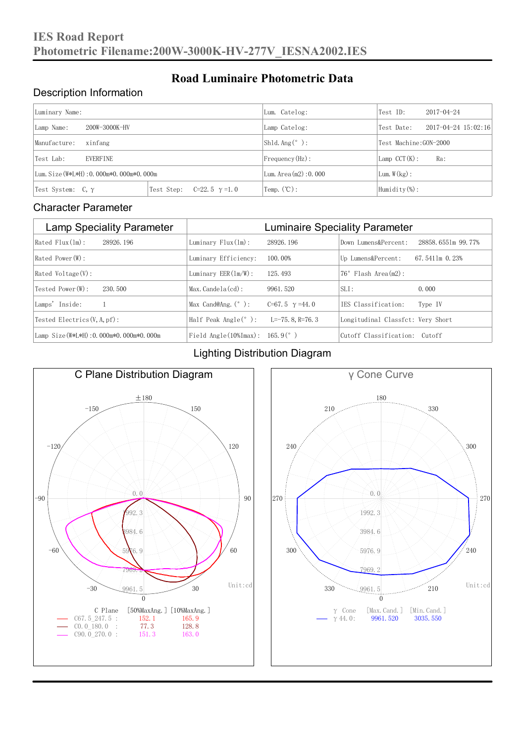# IES Road Report
## Photometric Filename:200W-3000K-HV-277V_IESNA2002.IES

# Road Luminaire Photometric Data

## Description Information

| Luminary Name: | | Lum. Catelog: | Test ID: 2017-04-24 |
|---|---|---|---|
| Lamp Name: 200W-3000K-HV | | Lamp Catelog: | Test Date: 2017-04-24 15:02:16 |
| Manufacture: xinfang | | Shld.Ang(°): | Test Machine:GON-2000 |
| Test Lab: EVERFINE | | Frequency(Hz): | Lamp CCT(K): Ra: |
| Lum.Size(W*L*H):0.000m*0.000m*0.000m | | Lum.Area(m2):0.000 | Lum.W(kg): |
| Test System: C, γ | Test Step: C=22.5 γ=1.0 | Temp.(℃): | Humidity(%): |

## Character Parameter

| Lamp Speciality Parameter | Luminaire Speciality Parameter | | |
|---|---|---|---|
| Rated Flux(lm): 28926.196 | Luminary Flux(lm): | 28926.196 | Down Lumens&Percent: 28858.6551m 99.77% |
| Rated Power(W): | Luminary Efficiency: | 100.00% | Up Lumens&Percent: 67.5411m 0.23% |
| Rated Voltage(V): | Luminary EER(lm/W): | 125.493 | 76° Flash Area(m2): |
| Tested Power(W): 230.500 | Max.Candela(cd): | 9961.520 | SLI: 0.000 |
| Lamps' Inside: 1 | Max Cand@Ang.(°): | C=67.5 γ=44.0 | IES Classification: Type IV |
| Tested Electrics(V,A,pf): | Half Peak Angle(°): | L=-75.8, R=76.3 | Longitudinal Classfct: Very Short |
| Lamp Size(W*L*H):0.000m*0.000m*0.000m | Field Angle(10%Imax): | 165.9(°) | Cutoff Classification: Cutoff |

## Lighting Distribution Diagram

### C Plane Distribution Diagram

Unit:cd

| C Plane | [50%MaxAng.] | [10%MaxAng.] |
|---|---|---|
| C67.5_247.5 : | 152.1 | 165.9 |
| C0.0_180.0 : | 77.3 | 128.8 |
| C90.0_270.0 : | 151.3 | 163.0 |

### γ Cone Curve

Unit:cd

| γ Cone | [Max.Cand.] | [Min.Cand.] |
|---|---|---|
| γ 44.0: | 9961.520 | 3035.550 |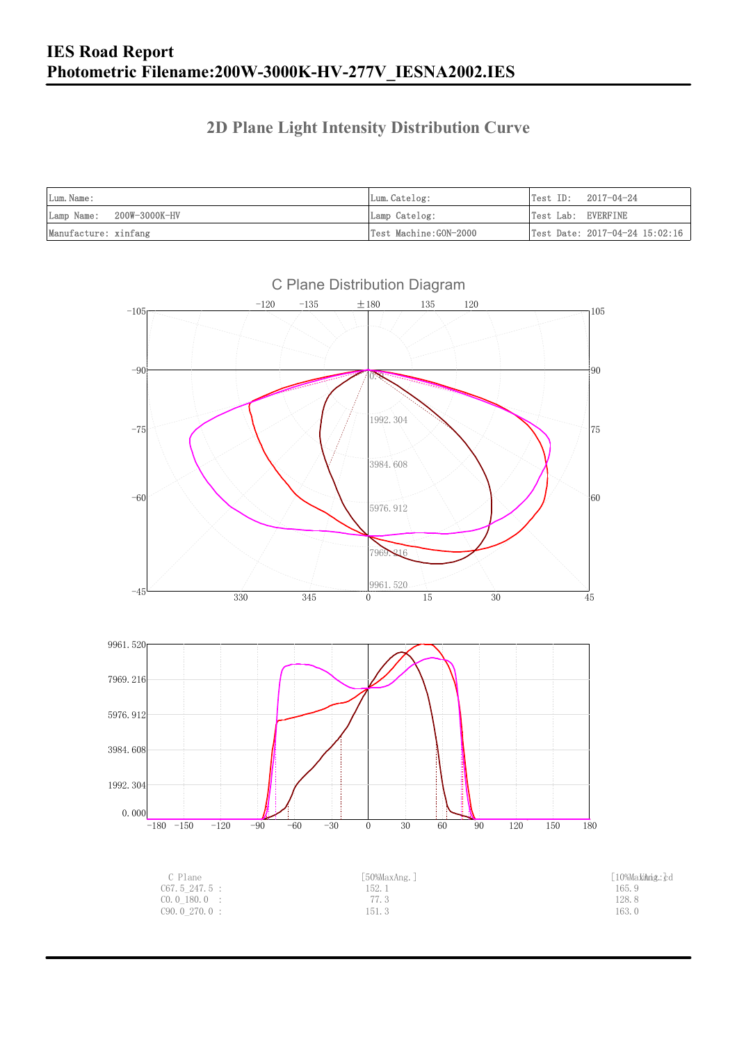# IES Road Report
# Photometric Filename:200W-3000K-HV-277V_IESNA2002.IES

## 2D Plane Light Intensity Distribution Curve

| Lum.Name: | Lum.Catelog: | Test ID: 2017-04-24 |
|---|---|---|
| Lamp Name: 200W-3000K-HV | Lamp Catelog: | Test Lab: EVERFINE |
| Manufacture: xinfang | Test Machine:GON-2000 | Test Date: 2017-04-24 15:02:16 |

C Plane Distribution Diagram

| C Plane | [50%MaxAng.] | [10%MaxAng.] |
|---|---|---|
| C67.5_247.5 : | 152.1 | 165.9 |
| C0.0_180.0 : | 77.3 | 128.8 |
| C90.0_270.0 : | 151.3 | 163.0 |

Unit:cd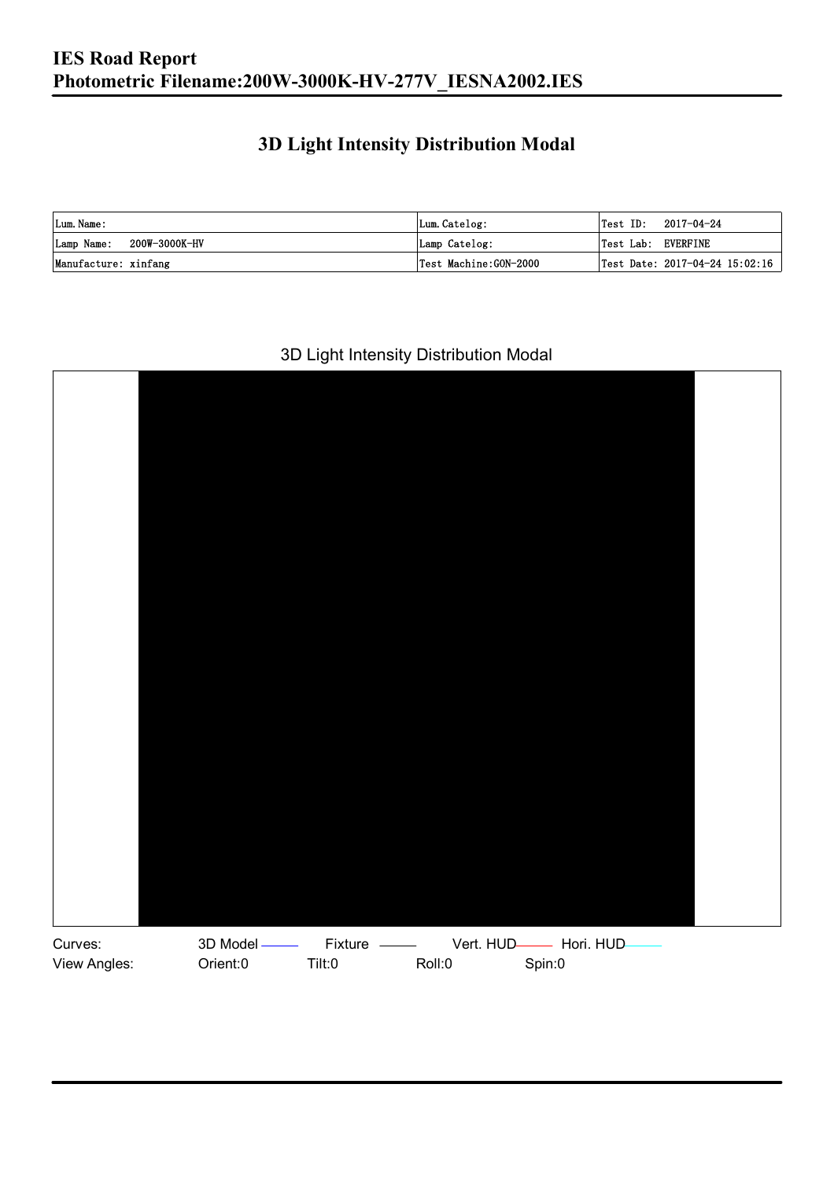# IES Road Report
# Photometric Filename:200W-3000K-HV-277V_IESNA2002.IES

## 3D Light Intensity Distribution Modal

| Lum. Name: | Lum. Catelog: | Test ID: 2017-04-24 |
|---|---|---|
| Lamp Name: 200W-3000K-HV | Lamp Catelog: | Test Lab: EVERFINE |
| Manufacture: xinfang | Test Machine:GON-2000 | Test Date: 2017-04-24 15:02:16 |

3D Light Intensity Distribution Modal

Curves: 3D Model Fixture Vert. HUD Hori. HUD

View Angles: Orient:0 Tilt:0 Roll:0 Spin:0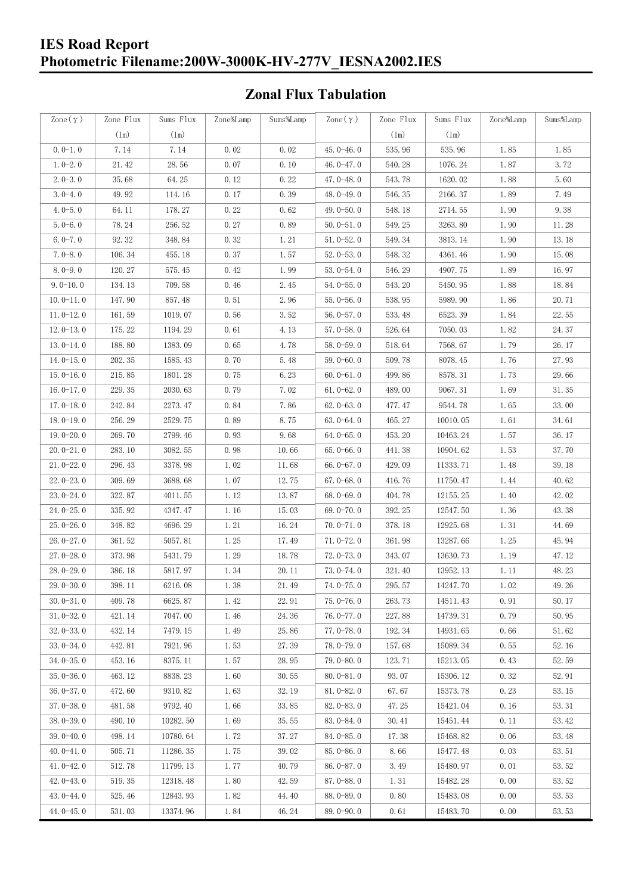## Zonal Flux Tabulation

| Zone(γ) | Zone Flux (lm) | Sums Flux (lm) | Zone%Lamp | Sums%Lamp | Zone(γ) | Zone Flux (lm) | Sums Flux (lm) | Zone%Lamp | Sums%Lamp |
|---|---|---|---|---|---|---|---|---|---|
| 0.0-1.0 | 7.14 | 7.14 | 0.02 | 0.02 | 45.0-46.0 | 535.96 | 535.96 | 1.85 | 1.85 |
| 1.0-2.0 | 21.42 | 28.56 | 0.07 | 0.10 | 46.0-47.0 | 540.28 | 1076.24 | 1.87 | 3.72 |
| 2.0-3.0 | 35.68 | 64.25 | 0.12 | 0.22 | 47.0-48.0 | 543.78 | 1620.02 | 1.88 | 5.60 |
| 3.0-4.0 | 49.92 | 114.16 | 0.17 | 0.39 | 48.0-49.0 | 546.35 | 2166.37 | 1.89 | 7.49 |
| 4.0-5.0 | 64.11 | 178.27 | 0.22 | 0.62 | 49.0-50.0 | 548.18 | 2714.55 | 1.90 | 9.38 |
| 5.0-6.0 | 78.24 | 256.52 | 0.27 | 0.89 | 50.0-51.0 | 549.25 | 3263.80 | 1.90 | 11.28 |
| 6.0-7.0 | 92.32 | 348.84 | 0.32 | 1.21 | 51.0-52.0 | 549.34 | 3813.14 | 1.90 | 13.18 |
| 7.0-8.0 | 106.34 | 455.18 | 0.37 | 1.57 | 52.0-53.0 | 548.32 | 4361.46 | 1.90 | 15.08 |
| 8.0-9.0 | 120.27 | 575.45 | 0.42 | 1.99 | 53.0-54.0 | 546.29 | 4907.75 | 1.89 | 16.97 |
| 9.0-10.0 | 134.13 | 709.58 | 0.46 | 2.45 | 54.0-55.0 | 543.20 | 5450.95 | 1.88 | 18.84 |
| 10.0-11.0 | 147.90 | 857.48 | 0.51 | 2.96 | 55.0-56.0 | 538.95 | 5989.90 | 1.86 | 20.71 |
| 11.0-12.0 | 161.59 | 1019.07 | 0.56 | 3.52 | 56.0-57.0 | 533.48 | 6523.39 | 1.84 | 22.55 |
| 12.0-13.0 | 175.22 | 1194.29 | 0.61 | 4.13 | 57.0-58.0 | 526.64 | 7050.03 | 1.82 | 24.37 |
| 13.0-14.0 | 188.80 | 1383.09 | 0.65 | 4.78 | 58.0-59.0 | 518.64 | 7568.67 | 1.79 | 26.17 |
| 14.0-15.0 | 202.35 | 1585.43 | 0.70 | 5.48 | 59.0-60.0 | 509.78 | 8078.45 | 1.76 | 27.93 |
| 15.0-16.0 | 215.85 | 1801.28 | 0.75 | 6.23 | 60.0-61.0 | 499.86 | 8578.31 | 1.73 | 29.66 |
| 16.0-17.0 | 229.35 | 2030.63 | 0.79 | 7.02 | 61.0-62.0 | 489.00 | 9067.31 | 1.69 | 31.35 |
| 17.0-18.0 | 242.84 | 2273.47 | 0.84 | 7.86 | 62.0-63.0 | 477.47 | 9544.78 | 1.65 | 33.00 |
| 18.0-19.0 | 256.29 | 2529.75 | 0.89 | 8.75 | 63.0-64.0 | 465.27 | 10010.05 | 1.61 | 34.61 |
| 19.0-20.0 | 269.70 | 2799.46 | 0.93 | 9.68 | 64.0-65.0 | 453.20 | 10463.24 | 1.57 | 36.17 |
| 20.0-21.0 | 283.10 | 3082.55 | 0.98 | 10.66 | 65.0-66.0 | 441.38 | 10904.62 | 1.53 | 37.70 |
| 21.0-22.0 | 296.43 | 3378.98 | 1.02 | 11.68 | 66.0-67.0 | 429.09 | 11333.71 | 1.48 | 39.18 |
| 22.0-23.0 | 309.69 | 3688.68 | 1.07 | 12.75 | 67.0-68.0 | 416.76 | 11750.47 | 1.44 | 40.62 |
| 23.0-24.0 | 322.87 | 4011.55 | 1.12 | 13.87 | 68.0-69.0 | 404.78 | 12155.25 | 1.40 | 42.02 |
| 24.0-25.0 | 335.92 | 4347.47 | 1.16 | 15.03 | 69.0-70.0 | 392.25 | 12547.50 | 1.36 | 43.38 |
| 25.0-26.0 | 348.82 | 4696.29 | 1.21 | 16.24 | 70.0-71.0 | 378.18 | 12925.68 | 1.31 | 44.69 |
| 26.0-27.0 | 361.52 | 5057.81 | 1.25 | 17.49 | 71.0-72.0 | 361.98 | 13287.66 | 1.25 | 45.94 |
| 27.0-28.0 | 373.98 | 5431.79 | 1.29 | 18.78 | 72.0-73.0 | 343.07 | 13630.73 | 1.19 | 47.12 |
| 28.0-29.0 | 386.18 | 5817.97 | 1.34 | 20.11 | 73.0-74.0 | 321.40 | 13952.13 | 1.11 | 48.23 |
| 29.0-30.0 | 398.11 | 6216.08 | 1.38 | 21.49 | 74.0-75.0 | 295.57 | 14247.70 | 1.02 | 49.26 |
| 30.0-31.0 | 409.78 | 6625.87 | 1.42 | 22.91 | 75.0-76.0 | 263.73 | 14511.43 | 0.91 | 50.17 |
| 31.0-32.0 | 421.14 | 7047.00 | 1.46 | 24.36 | 76.0-77.0 | 227.88 | 14739.31 | 0.79 | 50.95 |
| 32.0-33.0 | 432.14 | 7479.15 | 1.49 | 25.86 | 77.0-78.0 | 192.34 | 14931.65 | 0.66 | 51.62 |
| 33.0-34.0 | 442.81 | 7921.96 | 1.53 | 27.39 | 78.0-79.0 | 157.68 | 15089.34 | 0.55 | 52.16 |
| 34.0-35.0 | 453.16 | 8375.11 | 1.57 | 28.95 | 79.0-80.0 | 123.71 | 15213.05 | 0.43 | 52.59 |
| 35.0-36.0 | 463.12 | 8838.23 | 1.60 | 30.55 | 80.0-81.0 | 93.07 | 15306.12 | 0.32 | 52.91 |
| 36.0-37.0 | 472.60 | 9310.82 | 1.63 | 32.19 | 81.0-82.0 | 67.67 | 15373.78 | 0.23 | 53.15 |
| 37.0-38.0 | 481.58 | 9792.40 | 1.66 | 33.85 | 82.0-83.0 | 47.25 | 15421.04 | 0.16 | 53.31 |
| 38.0-39.0 | 490.10 | 10282.50 | 1.69 | 35.55 | 83.0-84.0 | 30.41 | 15451.44 | 0.11 | 53.42 |
| 39.0-40.0 | 498.14 | 10780.64 | 1.72 | 37.27 | 84.0-85.0 | 17.38 | 15468.82 | 0.06 | 53.48 |
| 40.0-41.0 | 505.71 | 11286.35 | 1.75 | 39.02 | 85.0-86.0 | 8.66 | 15477.48 | 0.03 | 53.51 |
| 41.0-42.0 | 512.78 | 11799.13 | 1.77 | 40.79 | 86.0-87.0 | 3.49 | 15480.97 | 0.01 | 53.52 |
| 42.0-43.0 | 519.35 | 12318.48 | 1.80 | 42.59 | 87.0-88.0 | 1.31 | 15482.28 | 0.00 | 53.52 |
| 43.0-44.0 | 525.46 | 12843.93 | 1.82 | 44.40 | 88.0-89.0 | 0.80 | 15483.08 | 0.00 | 53.53 |
| 44.0-45.0 | 531.03 | 13374.96 | 1.84 | 46.24 | 89.0-90.0 | 0.61 | 15483.70 | 0.00 | 53.53 |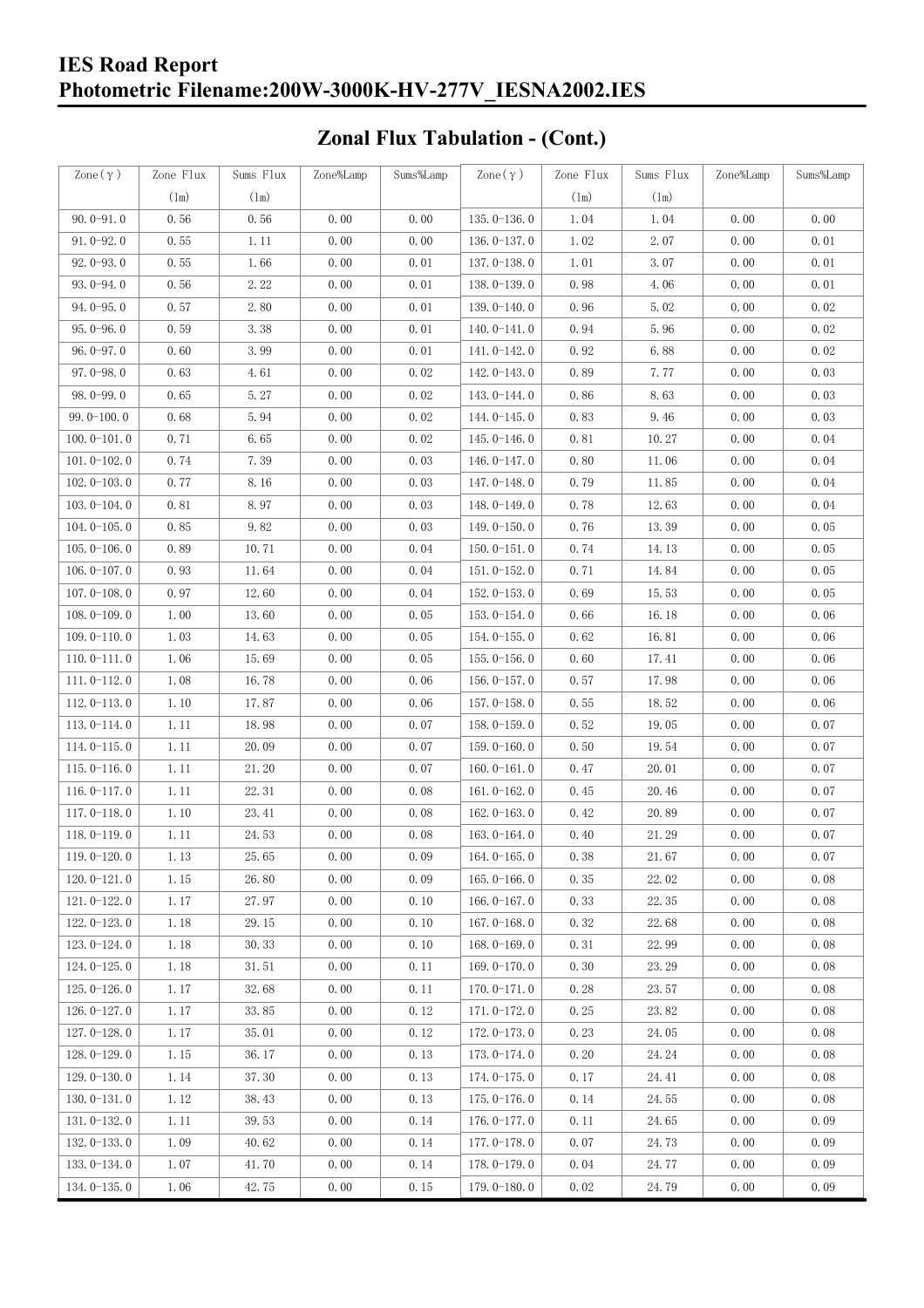## Zonal Flux Tabulation - (Cont.)

| Zone(γ) | Zone Flux (lm) | Sums Flux (lm) | Zone%Lamp | Sums%Lamp | Zone(γ) | Zone Flux (lm) | Sums Flux (lm) | Zone%Lamp | Sums%Lamp |
|---|---|---|---|---|---|---|---|---|---|
| 90.0-91.0 | 0.56 | 0.56 | 0.00 | 0.00 | 135.0-136.0 | 1.04 | 1.04 | 0.00 | 0.00 |
| 91.0-92.0 | 0.55 | 1.11 | 0.00 | 0.00 | 136.0-137.0 | 1.02 | 2.07 | 0.00 | 0.01 |
| 92.0-93.0 | 0.55 | 1.66 | 0.00 | 0.01 | 137.0-138.0 | 1.01 | 3.07 | 0.00 | 0.01 |
| 93.0-94.0 | 0.56 | 2.22 | 0.00 | 0.01 | 138.0-139.0 | 0.98 | 4.06 | 0.00 | 0.01 |
| 94.0-95.0 | 0.57 | 2.80 | 0.00 | 0.01 | 139.0-140.0 | 0.96 | 5.02 | 0.00 | 0.02 |
| 95.0-96.0 | 0.59 | 3.38 | 0.00 | 0.01 | 140.0-141.0 | 0.94 | 5.96 | 0.00 | 0.02 |
| 96.0-97.0 | 0.60 | 3.99 | 0.00 | 0.01 | 141.0-142.0 | 0.92 | 6.88 | 0.00 | 0.02 |
| 97.0-98.0 | 0.63 | 4.61 | 0.00 | 0.02 | 142.0-143.0 | 0.89 | 7.77 | 0.00 | 0.03 |
| 98.0-99.0 | 0.65 | 5.27 | 0.00 | 0.02 | 143.0-144.0 | 0.86 | 8.63 | 0.00 | 0.03 |
| 99.0-100.0 | 0.68 | 5.94 | 0.00 | 0.02 | 144.0-145.0 | 0.83 | 9.46 | 0.00 | 0.03 |
| 100.0-101.0 | 0.71 | 6.65 | 0.00 | 0.02 | 145.0-146.0 | 0.81 | 10.27 | 0.00 | 0.04 |
| 101.0-102.0 | 0.74 | 7.39 | 0.00 | 0.03 | 146.0-147.0 | 0.80 | 11.06 | 0.00 | 0.04 |
| 102.0-103.0 | 0.77 | 8.16 | 0.00 | 0.03 | 147.0-148.0 | 0.79 | 11.85 | 0.00 | 0.04 |
| 103.0-104.0 | 0.81 | 8.97 | 0.00 | 0.03 | 148.0-149.0 | 0.78 | 12.63 | 0.00 | 0.04 |
| 104.0-105.0 | 0.85 | 9.82 | 0.00 | 0.03 | 149.0-150.0 | 0.76 | 13.39 | 0.00 | 0.05 |
| 105.0-106.0 | 0.89 | 10.71 | 0.00 | 0.04 | 150.0-151.0 | 0.74 | 14.13 | 0.00 | 0.05 |
| 106.0-107.0 | 0.93 | 11.64 | 0.00 | 0.04 | 151.0-152.0 | 0.71 | 14.84 | 0.00 | 0.05 |
| 107.0-108.0 | 0.97 | 12.60 | 0.00 | 0.04 | 152.0-153.0 | 0.69 | 15.53 | 0.00 | 0.05 |
| 108.0-109.0 | 1.00 | 13.60 | 0.00 | 0.05 | 153.0-154.0 | 0.66 | 16.18 | 0.00 | 0.06 |
| 109.0-110.0 | 1.03 | 14.63 | 0.00 | 0.05 | 154.0-155.0 | 0.62 | 16.81 | 0.00 | 0.06 |
| 110.0-111.0 | 1.06 | 15.69 | 0.00 | 0.05 | 155.0-156.0 | 0.60 | 17.41 | 0.00 | 0.06 |
| 111.0-112.0 | 1.08 | 16.78 | 0.00 | 0.06 | 156.0-157.0 | 0.57 | 17.98 | 0.00 | 0.06 |
| 112.0-113.0 | 1.10 | 17.87 | 0.00 | 0.06 | 157.0-158.0 | 0.55 | 18.52 | 0.00 | 0.06 |
| 113.0-114.0 | 1.11 | 18.98 | 0.00 | 0.07 | 158.0-159.0 | 0.52 | 19.05 | 0.00 | 0.07 |
| 114.0-115.0 | 1.11 | 20.09 | 0.00 | 0.07 | 159.0-160.0 | 0.50 | 19.54 | 0.00 | 0.07 |
| 115.0-116.0 | 1.11 | 21.20 | 0.00 | 0.07 | 160.0-161.0 | 0.47 | 20.01 | 0.00 | 0.07 |
| 116.0-117.0 | 1.11 | 22.31 | 0.00 | 0.08 | 161.0-162.0 | 0.45 | 20.46 | 0.00 | 0.07 |
| 117.0-118.0 | 1.10 | 23.41 | 0.00 | 0.08 | 162.0-163.0 | 0.42 | 20.89 | 0.00 | 0.07 |
| 118.0-119.0 | 1.11 | 24.53 | 0.00 | 0.08 | 163.0-164.0 | 0.40 | 21.29 | 0.00 | 0.07 |
| 119.0-120.0 | 1.13 | 25.65 | 0.00 | 0.09 | 164.0-165.0 | 0.38 | 21.67 | 0.00 | 0.07 |
| 120.0-121.0 | 1.15 | 26.80 | 0.00 | 0.09 | 165.0-166.0 | 0.35 | 22.02 | 0.00 | 0.08 |
| 121.0-122.0 | 1.17 | 27.97 | 0.00 | 0.10 | 166.0-167.0 | 0.33 | 22.35 | 0.00 | 0.08 |
| 122.0-123.0 | 1.18 | 29.15 | 0.00 | 0.10 | 167.0-168.0 | 0.32 | 22.68 | 0.00 | 0.08 |
| 123.0-124.0 | 1.18 | 30.33 | 0.00 | 0.10 | 168.0-169.0 | 0.31 | 22.99 | 0.00 | 0.08 |
| 124.0-125.0 | 1.18 | 31.51 | 0.00 | 0.11 | 169.0-170.0 | 0.30 | 23.29 | 0.00 | 0.08 |
| 125.0-126.0 | 1.17 | 32.68 | 0.00 | 0.11 | 170.0-171.0 | 0.28 | 23.57 | 0.00 | 0.08 |
| 126.0-127.0 | 1.17 | 33.85 | 0.00 | 0.12 | 171.0-172.0 | 0.25 | 23.82 | 0.00 | 0.08 |
| 127.0-128.0 | 1.17 | 35.01 | 0.00 | 0.12 | 172.0-173.0 | 0.23 | 24.05 | 0.00 | 0.08 |
| 128.0-129.0 | 1.15 | 36.17 | 0.00 | 0.13 | 173.0-174.0 | 0.20 | 24.24 | 0.00 | 0.08 |
| 129.0-130.0 | 1.14 | 37.30 | 0.00 | 0.13 | 174.0-175.0 | 0.17 | 24.41 | 0.00 | 0.08 |
| 130.0-131.0 | 1.12 | 38.43 | 0.00 | 0.13 | 175.0-176.0 | 0.14 | 24.55 | 0.00 | 0.08 |
| 131.0-132.0 | 1.11 | 39.53 | 0.00 | 0.14 | 176.0-177.0 | 0.11 | 24.65 | 0.00 | 0.09 |
| 132.0-133.0 | 1.09 | 40.62 | 0.00 | 0.14 | 177.0-178.0 | 0.07 | 24.73 | 0.00 | 0.09 |
| 133.0-134.0 | 1.07 | 41.70 | 0.00 | 0.14 | 178.0-179.0 | 0.04 | 24.77 | 0.00 | 0.09 |
| 134.0-135.0 | 1.06 | 42.75 | 0.00 | 0.15 | 179.0-180.0 | 0.02 | 24.79 | 0.00 | 0.09 |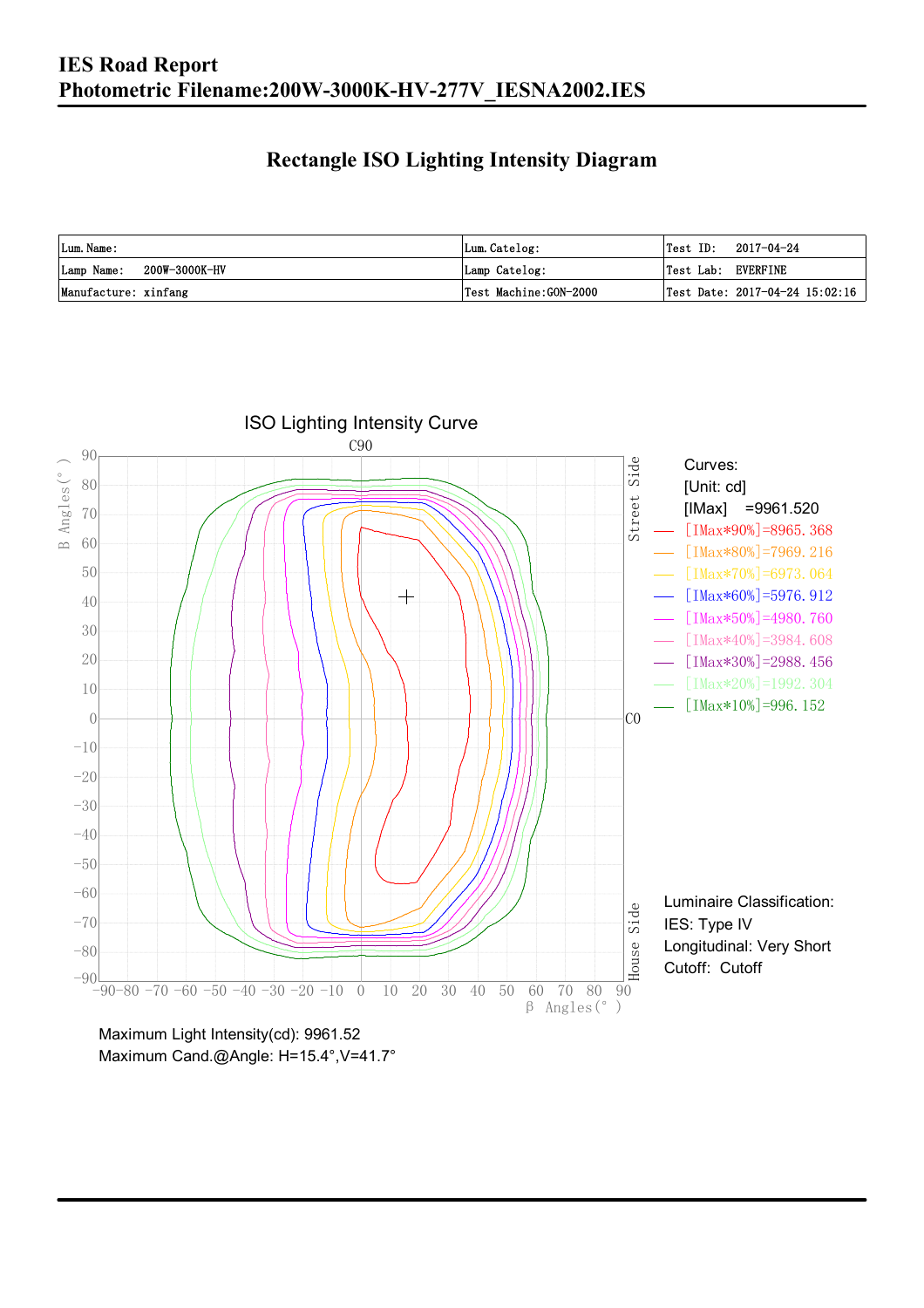# IES Road Report

## Photometric Filename:200W-3000K-HV-277V_IESNA2002.IES

### Rectangle ISO Lighting Intensity Diagram

| Lum. Name: | Lum. Catelog: | Test ID: 2017-04-24 |
|---|---|---|
| Lamp Name: 200W-3000K-HV | Lamp Catelog: | Test Lab: EVERFINE |
| Manufacture: xinfang | Test Machine:GON-2000 | Test Date: 2017-04-24 15:02:16 |

ISO Lighting Intensity Curve

Curves:
[Unit: cd]
[IMax] =9961.520
[IMax*90%]=8965.368
[IMax*80%]=7969.216
[IMax*70%]=6973.064
[IMax*60%]=5976.912
[IMax*50%]=4980.760
[IMax*40%]=3984.608
[IMax*30%]=2988.456
[IMax*20%]=1992.304
[IMax*10%]=996.152

Luminaire Classification:
IES: Type IV
Longitudinal: Very Short
Cutoff: Cutoff

Maximum Light Intensity(cd): 9961.52
Maximum Cand.@Angle: H=15.4°,V=41.7°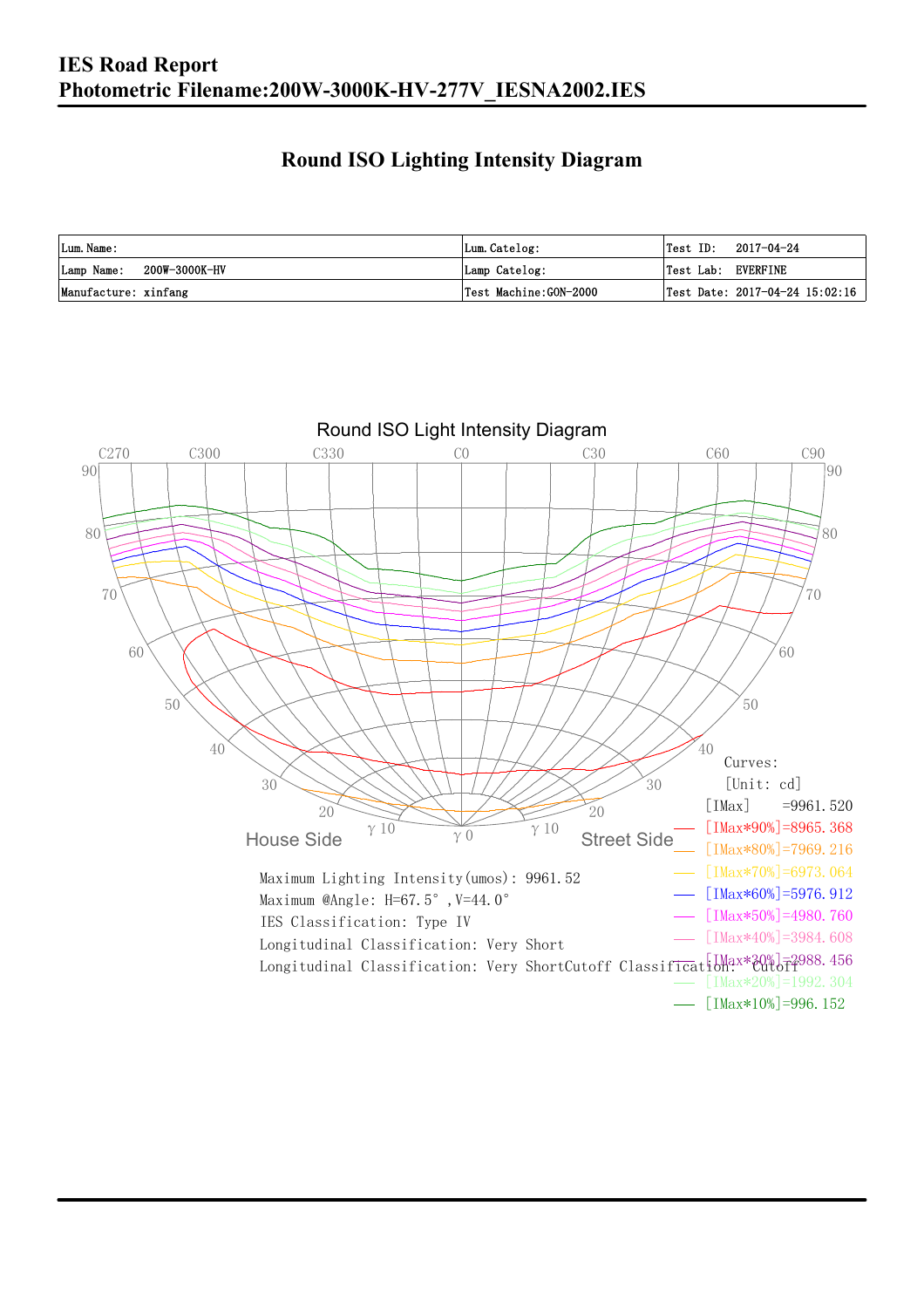# IES Road Report

## Photometric Filename:200W-3000K-HV-277V_IESNA2002.IES

## Round ISO Lighting Intensity Diagram

| Lum. Name: | Lum. Catelog: | Test ID: 2017-04-24 |
|---|---|---|
| Lamp Name: 200W-3000K-HV | Lamp Catelog: | Test Lab: EVERFINE |
| Manufacture: xinfang | Test Machine:GON-2000 | Test Date: 2017-04-24 15:02:16 |

Round ISO Light Intensity Diagram

Curves:
[Unit: cd]
[IMax] =9961.520
[IMax*90%]=8965.368
[IMax*80%]=7969.216
[IMax*70%]=6973.064
[IMax*60%]=5976.912
[IMax*50%]=4980.760
[IMax*40%]=3984.608
[IMax*30%]=2988.456
[IMax*20%]=1992.304
[IMax*10%]=996.152

Maximum Lighting Intensity(umos): 9961.52
Maximum @Angle: H=67.5°, V=44.0°
IES Classification: Type IV
Longitudinal Classification: Very Short
Longitudinal Classification: Very ShortCutoff Classification: Cutoff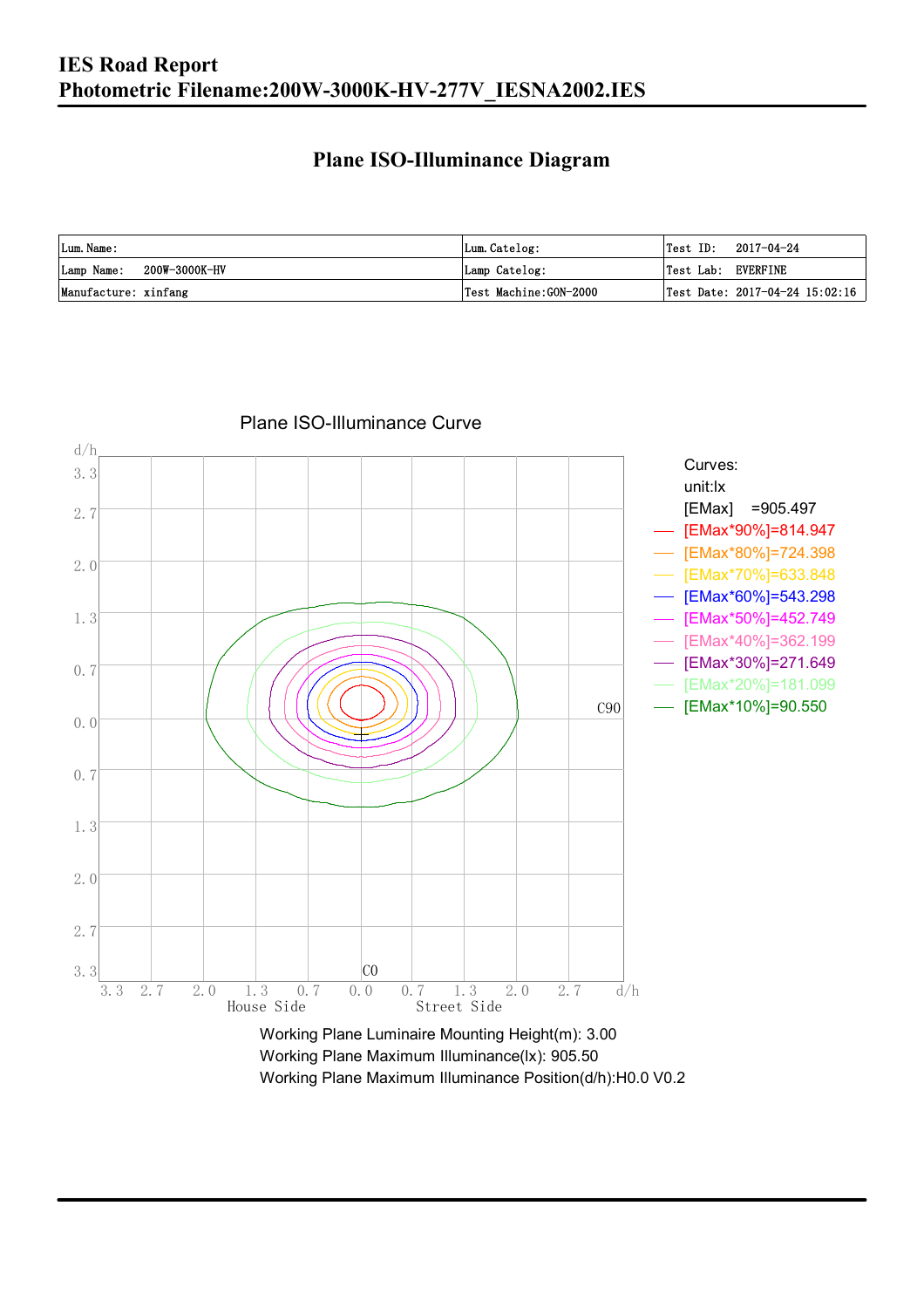# IES Road Report
# Photometric Filename:200W-3000K-HV-277V_IESNA2002.IES

## Plane ISO-Illuminance Diagram

| Lum. Name: | Lum. Catelog: | Test ID: 2017-04-24 |
|---|---|---|
| Lamp Name: 200W-3000K-HV | Lamp Catelog: | Test Lab: EVERFINE |
| Manufacture: xinfang | Test Machine:GON-2000 | Test Date: 2017-04-24 15:02:16 |

Plane ISO-Illuminance Curve

Curves:
unit:lx
[EMax] =905.497
[EMax*90%]=814.947
[EMax*80%]=724.398
[EMax*70%]=633.848
[EMax*60%]=543.298
[EMax*50%]=452.749
[EMax*40%]=362.199
[EMax*30%]=271.649
[EMax*20%]=181.099
[EMax*10%]=90.550

Working Plane Luminaire Mounting Height(m): 3.00
Working Plane Maximum Illuminance(lx): 905.50
Working Plane Maximum Illuminance Position(d/h):H0.0 V0.2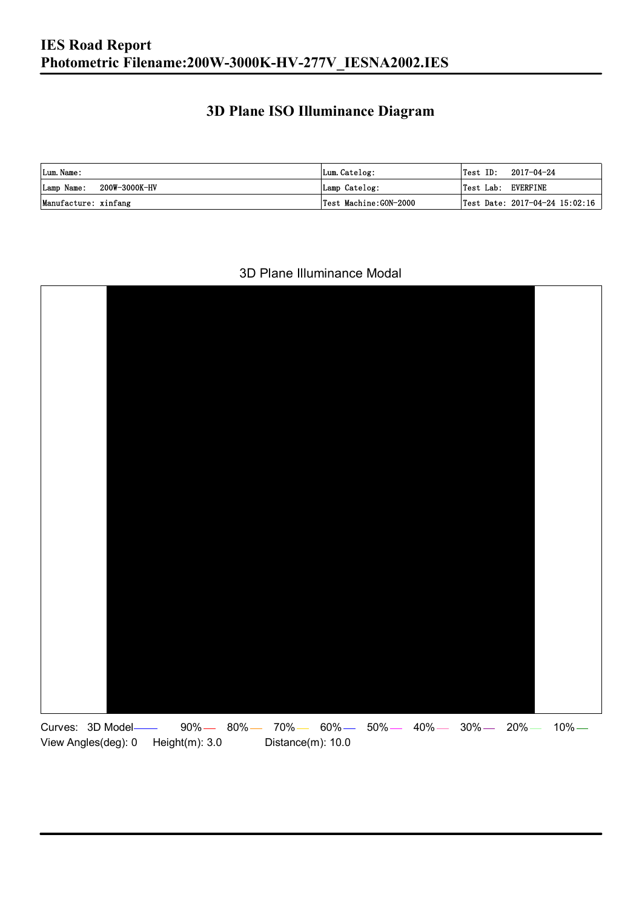# IES Road Report
## Photometric Filename:200W-3000K-HV-277V_IESNA2002.IES

## 3D Plane ISO Illuminance Diagram

| Lum. Name: | Lum. Catelog: | Test ID: 2017-04-24 |
|---|---|---|
| Lamp Name: 200W-3000K-HV | Lamp Catelog: | Test Lab: EVERFINE |
| Manufacture: xinfang | Test Machine:GON-2000 | Test Date: 2017-04-24 15:02:16 |

3D Plane Illuminance Modal

Curves: 3D Model 90% 80% 70% 60% 50% 40% 30% 20% 10%

View Angles(deg): 0 Height(m): 3.0 Distance(m): 10.0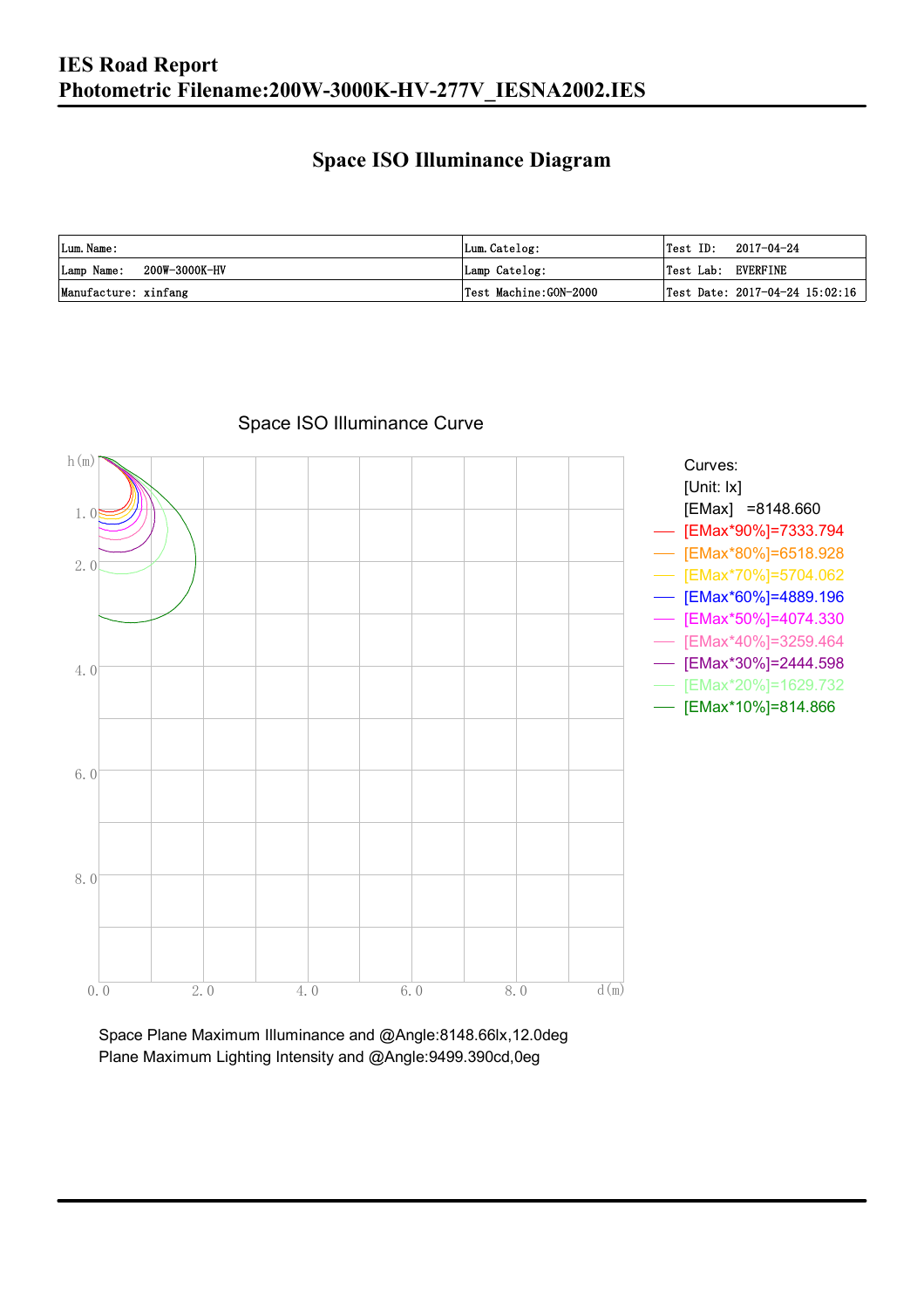# IES Road Report
# Photometric Filename:200W-3000K-HV-277V_IESNA2002.IES

## Space ISO Illuminance Diagram

| Lum. Name: | Lum. Catelog: | Test ID: 2017-04-24 |
|---|---|---|
| Lamp Name: 200W-3000K-HV | Lamp Catelog: | Test Lab: EVERFINE |
| Manufacture: xinfang | Test Machine:GON-2000 | Test Date: 2017-04-24 15:02:16 |

Space ISO Illuminance Curve

Curves:
[Unit: lx]
[EMax] =8148.660
[EMax*90%]=7333.794
[EMax*80%]=6518.928
[EMax*70%]=5704.062
[EMax*60%]=4889.196
[EMax*50%]=4074.330
[EMax*40%]=3259.464
[EMax*30%]=2444.598
[EMax*20%]=1629.732
[EMax*10%]=814.866

Space Plane Maximum Illuminance and @Angle:8148.66lx,12.0deg
Plane Maximum Lighting Intensity and @Angle:9499.390cd,0eg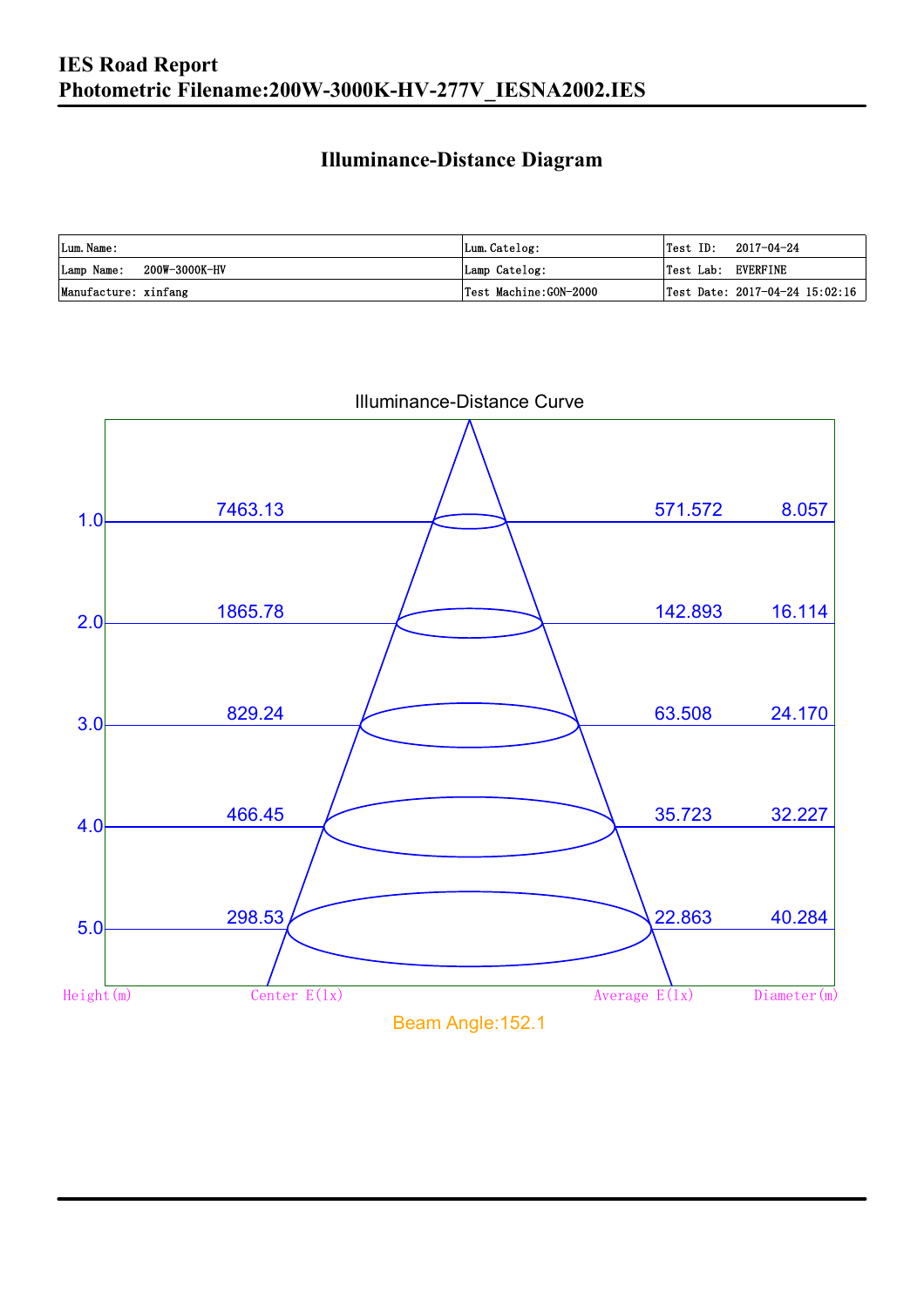# IES Road Report
## Photometric Filename:200W-3000K-HV-277V_IESNA2002.IES

### Illuminance-Distance Diagram

| Lum. Name: | Lum. Catelog: | Test ID: 2017-04-24 |
|---|---|---|
| Lamp Name: 200W-3000K-HV | Lamp Catelog: | Test Lab: EVERFINE |
| Manufacture: xinfang | Test Machine:GON-2000 | Test Date: 2017-04-24 15:02:16 |

Illuminance-Distance Curve

| Height(m) | Center E(lx) | Average E(lx) | Diameter(m) |
|---|---|---|---|
| 1.0 | 7463.13 | 571.572 | 8.057 |
| 2.0 | 1865.78 | 142.893 | 16.114 |
| 3.0 | 829.24 | 63.508 | 24.170 |
| 4.0 | 466.45 | 35.723 | 32.227 |
| 5.0 | 298.53 | 22.863 | 40.284 |

Beam Angle:152.1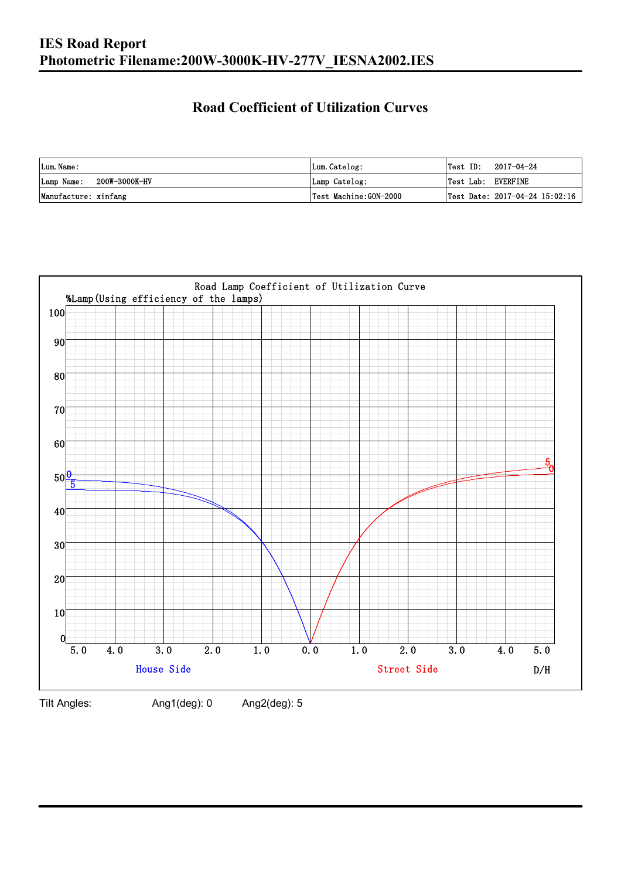# IES Road Report
# Photometric Filename:200W-3000K-HV-277V_IESNA2002.IES

## Road Coefficient of Utilization Curves

| Lum. Name: | Lum. Catelog: | Test ID:    2017-04-24 |
|---|---|---|
| Lamp Name:    200W-3000K-HV | Lamp Catelog: | Test Lab:  EVERFINE |
| Manufacture: xinfang | Test Machine:GON-2000 | Test Date: 2017-04-24 15:02:16 |

Road Lamp Coefficient of Utilization Curve

%Lamp(Using efficiency of the lamps)

House Side    Street Side    D/H

Tilt Angles:    Ang1(deg): 0    Ang2(deg): 5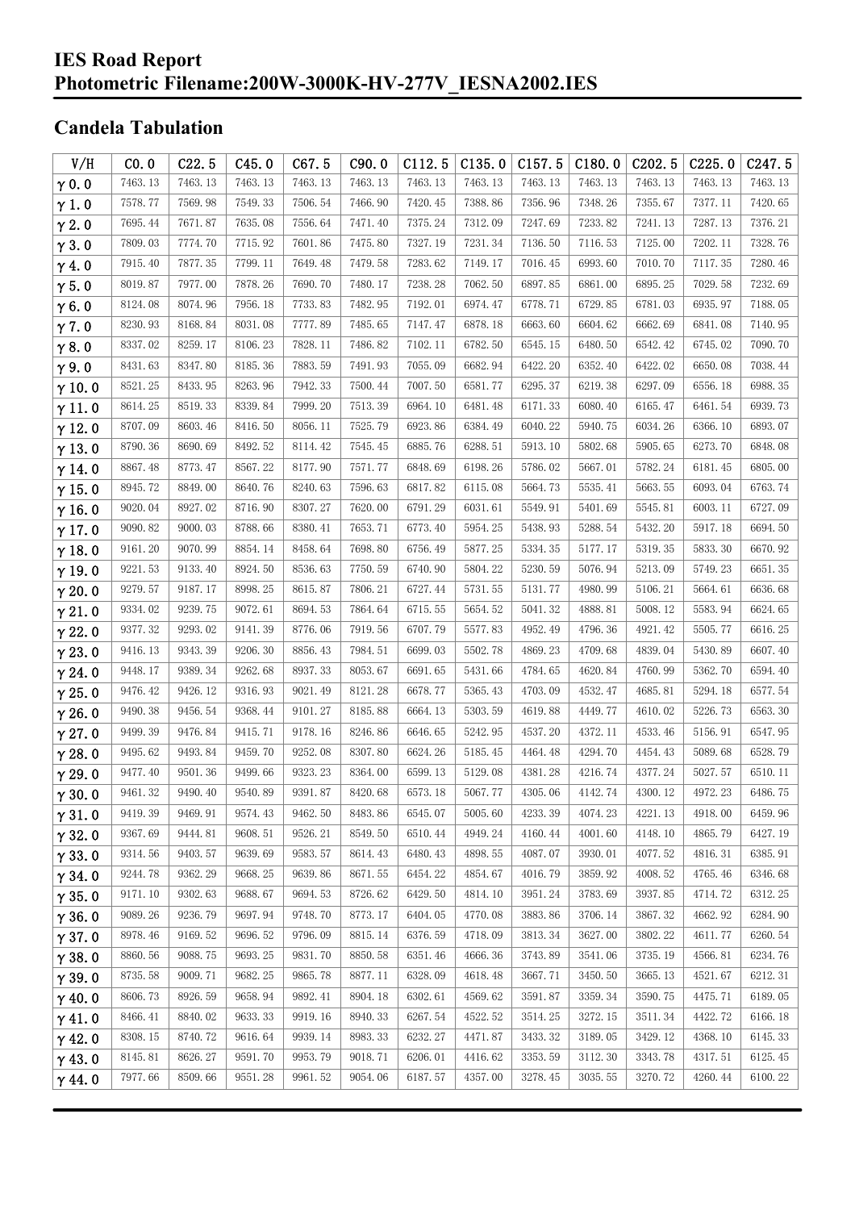# IES Road Report
# Photometric Filename:200W-3000K-HV-277V_IESNA2002.IES

## Candela Tabulation

| V/H | C0.0 | C22.5 | C45.0 | C67.5 | C90.0 | C112.5 | C135.0 | C157.5 | C180.0 | C202.5 | C225.0 | C247.5 |
|---|---|---|---|---|---|---|---|---|---|---|---|---|
| γ 0.0 | 7463.13 | 7463.13 | 7463.13 | 7463.13 | 7463.13 | 7463.13 | 7463.13 | 7463.13 | 7463.13 | 7463.13 | 7463.13 | 7463.13 |
| γ 1.0 | 7578.77 | 7569.98 | 7549.33 | 7506.54 | 7466.90 | 7420.45 | 7388.86 | 7356.96 | 7348.26 | 7355.67 | 7377.11 | 7420.65 |
| γ 2.0 | 7695.44 | 7671.87 | 7635.08 | 7556.64 | 7471.40 | 7375.24 | 7312.09 | 7247.69 | 7233.82 | 7241.13 | 7287.13 | 7376.21 |
| γ 3.0 | 7809.03 | 7774.70 | 7715.92 | 7601.86 | 7475.80 | 7327.19 | 7231.34 | 7136.50 | 7116.53 | 7125.00 | 7202.11 | 7328.76 |
| γ 4.0 | 7915.40 | 7877.35 | 7799.11 | 7649.48 | 7479.58 | 7283.62 | 7149.17 | 7016.45 | 6993.60 | 7010.70 | 7117.35 | 7280.46 |
| γ 5.0 | 8019.87 | 7977.00 | 7878.26 | 7690.70 | 7480.17 | 7238.28 | 7062.50 | 6897.85 | 6861.00 | 6895.25 | 7029.58 | 7232.69 |
| γ 6.0 | 8124.08 | 8074.96 | 7956.18 | 7733.83 | 7482.95 | 7192.01 | 6974.47 | 6778.71 | 6729.85 | 6781.03 | 6935.97 | 7188.05 |
| γ 7.0 | 8230.93 | 8168.84 | 8031.08 | 7777.89 | 7485.65 | 7147.47 | 6878.18 | 6663.60 | 6604.62 | 6662.69 | 6841.08 | 7140.95 |
| γ 8.0 | 8337.02 | 8259.17 | 8106.23 | 7828.11 | 7486.82 | 7102.11 | 6782.50 | 6545.15 | 6480.50 | 6542.42 | 6745.02 | 7090.70 |
| γ 9.0 | 8431.63 | 8347.80 | 8185.36 | 7883.59 | 7491.93 | 7055.09 | 6682.94 | 6422.20 | 6352.40 | 6422.02 | 6650.08 | 7038.44 |
| γ 10.0 | 8521.25 | 8433.95 | 8263.96 | 7942.33 | 7500.44 | 7007.50 | 6581.77 | 6295.37 | 6219.38 | 6297.09 | 6556.18 | 6988.35 |
| γ 11.0 | 8614.25 | 8519.33 | 8339.84 | 7999.20 | 7513.39 | 6964.10 | 6481.48 | 6171.33 | 6080.40 | 6165.47 | 6461.54 | 6939.73 |
| γ 12.0 | 8707.09 | 8603.46 | 8416.50 | 8056.11 | 7525.79 | 6923.86 | 6384.49 | 6040.22 | 5940.75 | 6034.26 | 6366.10 | 6893.07 |
| γ 13.0 | 8790.36 | 8690.69 | 8492.52 | 8114.42 | 7545.45 | 6885.76 | 6288.51 | 5913.10 | 5802.68 | 5905.65 | 6273.70 | 6848.08 |
| γ 14.0 | 8867.48 | 8773.47 | 8567.22 | 8177.90 | 7571.77 | 6848.69 | 6198.26 | 5786.02 | 5667.01 | 5782.24 | 6181.45 | 6805.00 |
| γ 15.0 | 8945.72 | 8849.00 | 8640.76 | 8240.63 | 7596.63 | 6817.82 | 6115.08 | 5664.73 | 5535.41 | 5663.55 | 6093.04 | 6763.74 |
| γ 16.0 | 9020.04 | 8927.02 | 8716.90 | 8307.27 | 7620.00 | 6791.29 | 6031.61 | 5549.91 | 5401.69 | 5545.81 | 6003.11 | 6727.09 |
| γ 17.0 | 9090.82 | 9000.03 | 8788.66 | 8380.41 | 7653.71 | 6773.40 | 5954.25 | 5438.93 | 5288.54 | 5432.20 | 5917.18 | 6694.50 |
| γ 18.0 | 9161.20 | 9070.99 | 8854.14 | 8458.64 | 7698.80 | 6756.49 | 5877.25 | 5334.35 | 5177.17 | 5319.35 | 5833.30 | 6670.92 |
| γ 19.0 | 9221.53 | 9133.40 | 8924.50 | 8536.63 | 7750.59 | 6740.90 | 5804.22 | 5230.59 | 5076.94 | 5213.09 | 5749.23 | 6651.35 |
| γ 20.0 | 9279.57 | 9187.17 | 8998.25 | 8615.87 | 7806.21 | 6727.44 | 5731.55 | 5131.77 | 4980.99 | 5106.21 | 5664.61 | 6636.68 |
| γ 21.0 | 9334.02 | 9239.75 | 9072.61 | 8694.53 | 7864.64 | 6715.55 | 5654.52 | 5041.32 | 4888.81 | 5008.12 | 5583.94 | 6624.65 |
| γ 22.0 | 9377.32 | 9293.02 | 9141.39 | 8776.06 | 7919.56 | 6707.79 | 5577.83 | 4952.49 | 4796.36 | 4921.42 | 5505.77 | 6616.25 |
| γ 23.0 | 9416.13 | 9343.39 | 9206.30 | 8856.43 | 7984.51 | 6699.03 | 5502.78 | 4869.23 | 4709.68 | 4839.04 | 5430.89 | 6607.40 |
| γ 24.0 | 9448.17 | 9389.34 | 9262.68 | 8937.33 | 8053.67 | 6691.65 | 5431.66 | 4784.65 | 4620.84 | 4760.99 | 5362.70 | 6594.40 |
| γ 25.0 | 9476.42 | 9426.12 | 9316.93 | 9021.49 | 8121.28 | 6678.77 | 5365.43 | 4703.09 | 4532.47 | 4685.81 | 5294.18 | 6577.54 |
| γ 26.0 | 9490.38 | 9456.54 | 9368.44 | 9101.27 | 8185.88 | 6664.13 | 5303.59 | 4619.88 | 4449.77 | 4610.02 | 5226.73 | 6563.30 |
| γ 27.0 | 9499.39 | 9476.84 | 9415.71 | 9178.16 | 8246.86 | 6646.65 | 5242.95 | 4537.20 | 4372.11 | 4533.46 | 5156.91 | 6547.95 |
| γ 28.0 | 9495.62 | 9493.84 | 9459.70 | 9252.08 | 8307.80 | 6624.26 | 5185.45 | 4464.48 | 4294.70 | 4454.43 | 5089.68 | 6528.79 |
| γ 29.0 | 9477.40 | 9501.36 | 9499.66 | 9323.23 | 8364.00 | 6599.13 | 5129.08 | 4381.28 | 4216.74 | 4377.24 | 5027.57 | 6510.11 |
| γ 30.0 | 9461.32 | 9490.40 | 9540.89 | 9391.87 | 8420.68 | 6573.18 | 5067.77 | 4305.06 | 4142.74 | 4300.12 | 4972.23 | 6486.75 |
| γ 31.0 | 9419.39 | 9469.91 | 9574.43 | 9462.50 | 8483.86 | 6545.07 | 5005.60 | 4233.39 | 4074.23 | 4221.13 | 4918.00 | 6459.96 |
| γ 32.0 | 9367.69 | 9444.81 | 9608.51 | 9526.21 | 8549.50 | 6510.44 | 4949.24 | 4160.44 | 4001.60 | 4148.10 | 4865.79 | 6427.19 |
| γ 33.0 | 9314.56 | 9403.57 | 9639.69 | 9583.57 | 8614.43 | 6480.43 | 4898.55 | 4087.07 | 3930.01 | 4077.52 | 4816.31 | 6385.91 |
| γ 34.0 | 9244.78 | 9362.29 | 9668.25 | 9639.86 | 8671.55 | 6454.22 | 4854.67 | 4016.79 | 3859.92 | 4008.52 | 4765.46 | 6346.68 |
| γ 35.0 | 9171.10 | 9302.63 | 9688.67 | 9694.53 | 8726.62 | 6429.50 | 4814.10 | 3951.24 | 3783.69 | 3937.85 | 4714.72 | 6312.25 |
| γ 36.0 | 9089.26 | 9236.79 | 9697.94 | 9748.70 | 8773.17 | 6404.05 | 4770.08 | 3883.86 | 3706.14 | 3867.32 | 4662.92 | 6284.90 |
| γ 37.0 | 8978.46 | 9169.52 | 9696.52 | 9796.09 | 8815.14 | 6376.59 | 4718.09 | 3813.34 | 3627.00 | 3802.22 | 4611.77 | 6260.54 |
| γ 38.0 | 8860.56 | 9088.75 | 9693.25 | 9831.70 | 8850.58 | 6351.46 | 4666.36 | 3743.89 | 3541.06 | 3735.19 | 4566.81 | 6234.76 |
| γ 39.0 | 8735.58 | 9009.71 | 9682.25 | 9865.78 | 8877.11 | 6328.09 | 4618.48 | 3667.71 | 3450.50 | 3665.13 | 4521.67 | 6212.31 |
| γ 40.0 | 8606.73 | 8926.59 | 9658.94 | 9892.41 | 8904.18 | 6302.61 | 4569.62 | 3591.87 | 3359.34 | 3590.75 | 4475.71 | 6189.05 |
| γ 41.0 | 8466.41 | 8840.02 | 9633.33 | 9919.16 | 8940.33 | 6267.54 | 4522.52 | 3514.25 | 3272.15 | 3511.34 | 4422.72 | 6166.18 |
| γ 42.0 | 8308.15 | 8740.72 | 9616.64 | 9939.14 | 8983.33 | 6232.27 | 4471.87 | 3433.32 | 3189.05 | 3429.12 | 4368.10 | 6145.33 |
| γ 43.0 | 8145.81 | 8626.27 | 9591.70 | 9953.79 | 9018.71 | 6206.01 | 4416.62 | 3353.59 | 3112.30 | 3343.78 | 4317.51 | 6125.45 |
| γ 44.0 | 7977.66 | 8509.66 | 9551.28 | 9961.52 | 9054.06 | 6187.57 | 4357.00 | 3278.45 | 3035.55 | 3270.72 | 4260.44 | 6100.22 |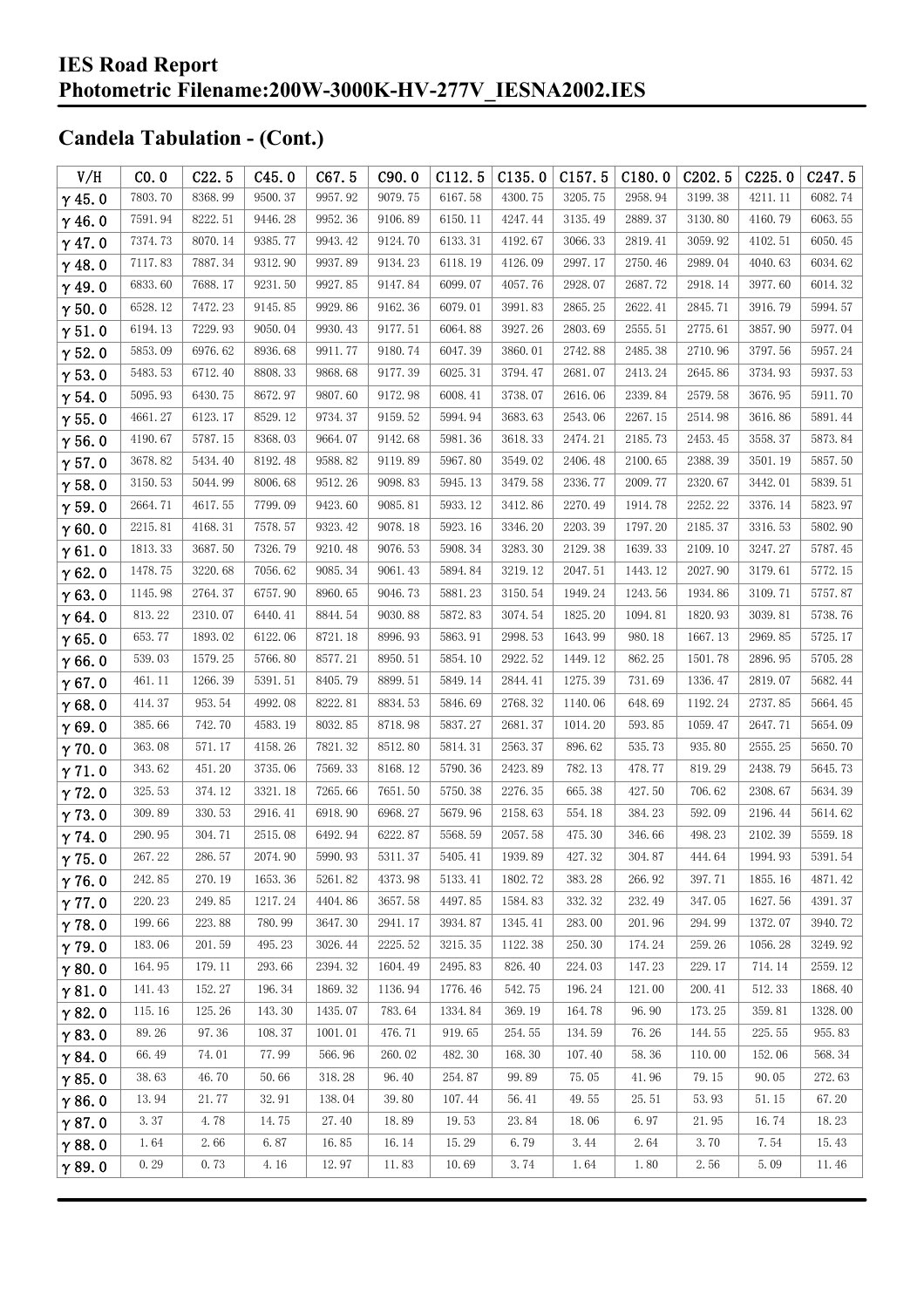# IES Road Report
# Photometric Filename:200W-3000K-HV-277V_IESNA2002.IES

## Candela Tabulation - (Cont.)

| V/H | C0.0 | C22.5 | C45.0 | C67.5 | C90.0 | C112.5 | C135.0 | C157.5 | C180.0 | C202.5 | C225.0 | C247.5 |
|---|---|---|---|---|---|---|---|---|---|---|---|---|
| γ 45.0 | 7803.70 | 8368.99 | 9500.37 | 9957.92 | 9079.75 | 6167.58 | 4300.75 | 3205.75 | 2958.94 | 3199.38 | 4211.11 | 6082.74 |
| γ 46.0 | 7591.94 | 8222.51 | 9446.28 | 9952.36 | 9106.89 | 6150.11 | 4247.44 | 3135.49 | 2889.37 | 3130.80 | 4160.79 | 6063.55 |
| γ 47.0 | 7374.73 | 8070.14 | 9385.77 | 9943.42 | 9124.70 | 6133.31 | 4192.67 | 3066.33 | 2819.41 | 3059.92 | 4102.51 | 6050.45 |
| γ 48.0 | 7117.83 | 7887.34 | 9312.90 | 9937.89 | 9134.23 | 6118.19 | 4126.09 | 2997.17 | 2750.46 | 2989.04 | 4040.63 | 6034.62 |
| γ 49.0 | 6833.60 | 7688.17 | 9231.50 | 9927.85 | 9147.84 | 6099.07 | 4057.76 | 2928.07 | 2687.72 | 2918.14 | 3977.60 | 6014.32 |
| γ 50.0 | 6528.12 | 7472.23 | 9145.85 | 9929.86 | 9162.36 | 6079.01 | 3991.83 | 2865.25 | 2622.41 | 2845.71 | 3916.79 | 5994.57 |
| γ 51.0 | 6194.13 | 7229.93 | 9050.04 | 9930.43 | 9177.51 | 6064.88 | 3927.26 | 2803.69 | 2555.51 | 2775.61 | 3857.90 | 5977.04 |
| γ 52.0 | 5853.09 | 6976.62 | 8936.68 | 9911.77 | 9180.74 | 6047.39 | 3860.01 | 2742.88 | 2485.38 | 2710.96 | 3797.56 | 5957.24 |
| γ 53.0 | 5483.53 | 6712.40 | 8808.33 | 9868.68 | 9177.39 | 6025.31 | 3794.47 | 2681.07 | 2413.24 | 2645.86 | 3734.93 | 5937.53 |
| γ 54.0 | 5095.93 | 6430.75 | 8672.97 | 9807.60 | 9172.98 | 6008.41 | 3738.07 | 2616.06 | 2339.84 | 2579.58 | 3676.95 | 5911.70 |
| γ 55.0 | 4661.27 | 6123.17 | 8529.12 | 9734.37 | 9159.52 | 5994.94 | 3683.63 | 2543.06 | 2267.15 | 2514.98 | 3616.86 | 5891.44 |
| γ 56.0 | 4190.67 | 5787.15 | 8368.03 | 9664.07 | 9142.68 | 5981.36 | 3618.33 | 2474.21 | 2185.73 | 2453.45 | 3558.37 | 5873.84 |
| γ 57.0 | 3678.82 | 5434.40 | 8192.48 | 9588.82 | 9119.89 | 5967.80 | 3549.02 | 2406.48 | 2100.65 | 2388.39 | 3501.19 | 5857.50 |
| γ 58.0 | 3150.53 | 5044.99 | 8006.68 | 9512.26 | 9098.83 | 5945.13 | 3479.58 | 2336.77 | 2009.77 | 2320.67 | 3442.01 | 5839.51 |
| γ 59.0 | 2664.71 | 4617.55 | 7799.09 | 9423.60 | 9085.81 | 5933.12 | 3412.86 | 2270.49 | 1914.78 | 2252.22 | 3376.14 | 5823.97 |
| γ 60.0 | 2215.81 | 4168.31 | 7578.57 | 9323.42 | 9078.18 | 5923.16 | 3346.20 | 2203.39 | 1797.20 | 2185.37 | 3316.53 | 5802.90 |
| γ 61.0 | 1813.33 | 3687.50 | 7326.79 | 9210.48 | 9076.53 | 5908.34 | 3283.30 | 2129.38 | 1639.33 | 2109.10 | 3247.27 | 5787.45 |
| γ 62.0 | 1478.75 | 3220.68 | 7056.62 | 9085.34 | 9061.43 | 5894.84 | 3219.12 | 2047.51 | 1443.12 | 2027.90 | 3179.61 | 5772.15 |
| γ 63.0 | 1145.98 | 2764.37 | 6757.90 | 8960.65 | 9046.73 | 5881.23 | 3150.54 | 1949.24 | 1243.56 | 1934.86 | 3109.71 | 5757.87 |
| γ 64.0 | 813.22 | 2310.07 | 6440.41 | 8844.54 | 9030.88 | 5872.83 | 3074.54 | 1825.20 | 1094.81 | 1820.93 | 3039.81 | 5738.76 |
| γ 65.0 | 653.77 | 1893.02 | 6122.06 | 8721.18 | 8996.93 | 5863.91 | 2998.53 | 1643.99 | 980.18 | 1667.13 | 2969.85 | 5725.17 |
| γ 66.0 | 539.03 | 1579.25 | 5766.80 | 8577.21 | 8950.51 | 5854.10 | 2922.52 | 1449.12 | 862.25 | 1501.78 | 2896.95 | 5705.28 |
| γ 67.0 | 461.11 | 1266.39 | 5391.51 | 8405.79 | 8899.51 | 5849.14 | 2844.41 | 1275.39 | 731.69 | 1336.47 | 2819.07 | 5682.44 |
| γ 68.0 | 414.37 | 953.54 | 4992.08 | 8222.81 | 8834.53 | 5846.69 | 2768.32 | 1140.06 | 648.69 | 1192.24 | 2737.85 | 5664.45 |
| γ 69.0 | 385.66 | 742.70 | 4583.19 | 8032.85 | 8718.98 | 5837.27 | 2681.37 | 1014.20 | 593.85 | 1059.47 | 2647.71 | 5654.09 |
| γ 70.0 | 363.08 | 571.17 | 4158.26 | 7821.32 | 8512.80 | 5814.31 | 2563.37 | 896.62 | 535.73 | 935.80 | 2555.25 | 5650.70 |
| γ 71.0 | 343.62 | 451.20 | 3735.06 | 7569.33 | 8168.12 | 5790.36 | 2423.89 | 782.13 | 478.77 | 819.29 | 2438.79 | 5645.73 |
| γ 72.0 | 325.53 | 374.12 | 3321.18 | 7265.66 | 7651.50 | 5750.38 | 2276.35 | 665.38 | 427.50 | 706.62 | 2308.67 | 5634.39 |
| γ 73.0 | 309.89 | 330.53 | 2916.41 | 6918.90 | 6968.27 | 5679.96 | 2158.63 | 554.18 | 384.23 | 592.09 | 2196.44 | 5614.62 |
| γ 74.0 | 290.95 | 304.71 | 2515.08 | 6492.94 | 6222.87 | 5568.59 | 2057.58 | 475.30 | 346.66 | 498.23 | 2102.39 | 5559.18 |
| γ 75.0 | 267.22 | 286.57 | 2074.90 | 5990.93 | 5311.37 | 5405.41 | 1939.89 | 427.32 | 304.87 | 444.64 | 1994.93 | 5391.54 |
| γ 76.0 | 242.85 | 270.19 | 1653.36 | 5261.82 | 4373.98 | 5133.41 | 1802.72 | 383.28 | 266.92 | 397.71 | 1855.16 | 4871.42 |
| γ 77.0 | 220.23 | 249.85 | 1217.24 | 4404.86 | 3657.58 | 4497.85 | 1584.83 | 332.32 | 232.49 | 347.05 | 1627.56 | 4391.37 |
| γ 78.0 | 199.66 | 223.88 | 780.99 | 3647.30 | 2941.17 | 3934.87 | 1345.41 | 283.00 | 201.96 | 294.99 | 1372.07 | 3940.72 |
| γ 79.0 | 183.06 | 201.59 | 495.23 | 3026.44 | 2225.52 | 3215.35 | 1122.38 | 250.30 | 174.24 | 259.26 | 1056.28 | 3249.92 |
| γ 80.0 | 164.95 | 179.11 | 293.66 | 2394.32 | 1604.49 | 2495.83 | 826.40 | 224.03 | 147.23 | 229.17 | 714.14 | 2559.12 |
| γ 81.0 | 141.43 | 152.27 | 196.34 | 1869.32 | 1136.94 | 1776.46 | 542.75 | 196.24 | 121.00 | 200.41 | 512.33 | 1868.40 |
| γ 82.0 | 115.16 | 125.26 | 143.30 | 1435.07 | 783.64 | 1334.84 | 369.19 | 164.78 | 96.90 | 173.25 | 359.81 | 1328.00 |
| γ 83.0 | 89.26 | 97.36 | 108.37 | 1001.01 | 476.71 | 919.65 | 254.55 | 134.59 | 76.26 | 144.55 | 225.55 | 955.83 |
| γ 84.0 | 66.49 | 74.01 | 77.99 | 566.96 | 260.02 | 482.30 | 168.30 | 107.40 | 58.36 | 110.00 | 152.06 | 568.34 |
| γ 85.0 | 38.63 | 46.70 | 50.66 | 318.28 | 96.40 | 254.87 | 99.89 | 75.05 | 41.96 | 79.15 | 90.05 | 272.63 |
| γ 86.0 | 13.94 | 21.77 | 32.91 | 138.04 | 39.80 | 107.44 | 56.41 | 49.55 | 25.51 | 53.93 | 51.15 | 67.20 |
| γ 87.0 | 3.37 | 4.78 | 14.75 | 27.40 | 18.89 | 19.53 | 23.84 | 18.06 | 6.97 | 21.95 | 16.74 | 18.23 |
| γ 88.0 | 1.64 | 2.66 | 6.87 | 16.85 | 16.14 | 15.29 | 6.79 | 3.44 | 2.64 | 3.70 | 7.54 | 15.43 |
| γ 89.0 | 0.29 | 0.73 | 4.16 | 12.97 | 11.83 | 10.69 | 3.74 | 1.64 | 1.80 | 2.56 | 5.09 | 11.46 |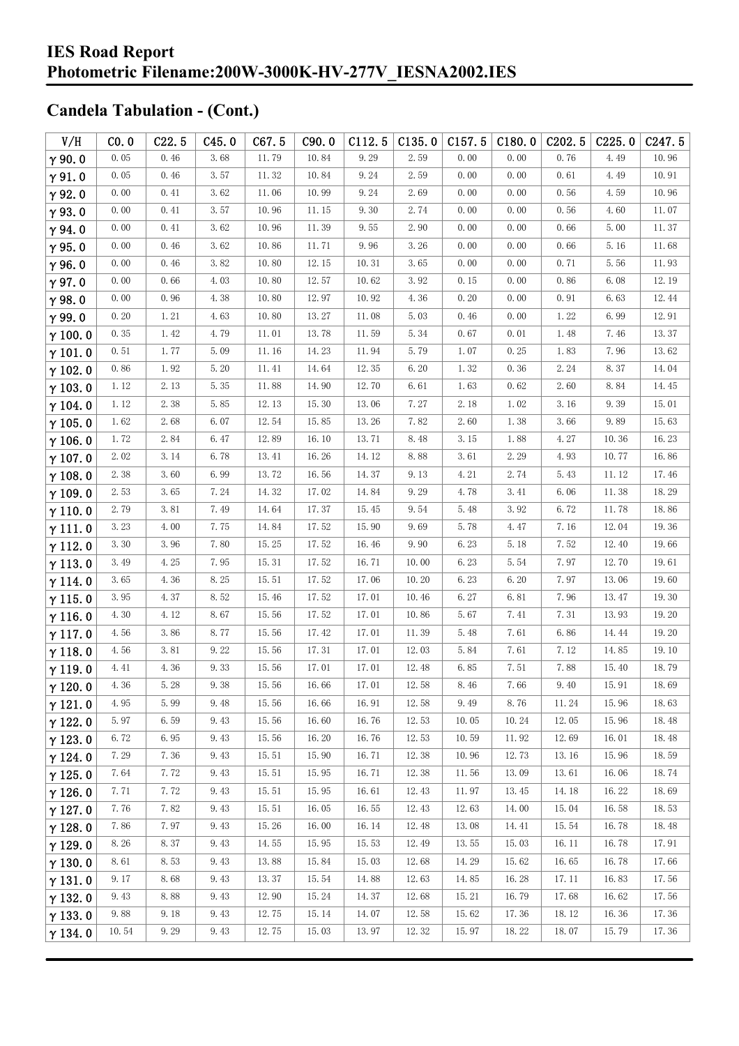# IES Road Report
# Photometric Filename:200W-3000K-HV-277V_IESNA2002.IES

## Candela Tabulation - (Cont.)

| V/H | C0.0 | C22.5 | C45.0 | C67.5 | C90.0 | C112.5 | C135.0 | C157.5 | C180.0 | C202.5 | C225.0 | C247.5 |
|---|---|---|---|---|---|---|---|---|---|---|---|---|
| γ90.0 | 0.05 | 0.46 | 3.68 | 11.79 | 10.84 | 9.29 | 2.59 | 0.00 | 0.00 | 0.76 | 4.49 | 10.96 |
| γ91.0 | 0.05 | 0.46 | 3.57 | 11.32 | 10.84 | 9.24 | 2.59 | 0.00 | 0.00 | 0.61 | 4.49 | 10.91 |
| γ92.0 | 0.00 | 0.41 | 3.62 | 11.06 | 10.99 | 9.24 | 2.69 | 0.00 | 0.00 | 0.56 | 4.59 | 10.96 |
| γ93.0 | 0.00 | 0.41 | 3.57 | 10.96 | 11.15 | 9.30 | 2.74 | 0.00 | 0.00 | 0.56 | 4.60 | 11.07 |
| γ94.0 | 0.00 | 0.41 | 3.62 | 10.96 | 11.39 | 9.55 | 2.90 | 0.00 | 0.00 | 0.66 | 5.00 | 11.37 |
| γ95.0 | 0.00 | 0.46 | 3.62 | 10.86 | 11.71 | 9.96 | 3.26 | 0.00 | 0.00 | 0.66 | 5.16 | 11.68 |
| γ96.0 | 0.00 | 0.46 | 3.82 | 10.80 | 12.15 | 10.31 | 3.65 | 0.00 | 0.00 | 0.71 | 5.56 | 11.93 |
| γ97.0 | 0.00 | 0.66 | 4.03 | 10.80 | 12.57 | 10.62 | 3.92 | 0.15 | 0.00 | 0.86 | 6.08 | 12.19 |
| γ98.0 | 0.00 | 0.96 | 4.38 | 10.80 | 12.97 | 10.92 | 4.36 | 0.20 | 0.00 | 0.91 | 6.63 | 12.44 |
| γ99.0 | 0.20 | 1.21 | 4.63 | 10.80 | 13.27 | 11.08 | 5.03 | 0.46 | 0.00 | 1.22 | 6.99 | 12.91 |
| γ100.0 | 0.35 | 1.42 | 4.79 | 11.01 | 13.78 | 11.59 | 5.34 | 0.67 | 0.01 | 1.48 | 7.46 | 13.37 |
| γ101.0 | 0.51 | 1.77 | 5.09 | 11.16 | 14.23 | 11.94 | 5.79 | 1.07 | 0.25 | 1.83 | 7.96 | 13.62 |
| γ102.0 | 0.86 | 1.92 | 5.20 | 11.41 | 14.64 | 12.35 | 6.20 | 1.32 | 0.36 | 2.24 | 8.37 | 14.04 |
| γ103.0 | 1.12 | 2.13 | 5.35 | 11.88 | 14.90 | 12.70 | 6.61 | 1.63 | 0.62 | 2.60 | 8.84 | 14.45 |
| γ104.0 | 1.12 | 2.38 | 5.85 | 12.13 | 15.30 | 13.06 | 7.27 | 2.18 | 1.02 | 3.16 | 9.39 | 15.01 |
| γ105.0 | 1.62 | 2.68 | 6.07 | 12.54 | 15.85 | 13.26 | 7.82 | 2.60 | 1.38 | 3.66 | 9.89 | 15.63 |
| γ106.0 | 1.72 | 2.84 | 6.47 | 12.89 | 16.10 | 13.71 | 8.48 | 3.15 | 1.88 | 4.27 | 10.36 | 16.23 |
| γ107.0 | 2.02 | 3.14 | 6.78 | 13.41 | 16.26 | 14.12 | 8.88 | 3.61 | 2.29 | 4.93 | 10.77 | 16.86 |
| γ108.0 | 2.38 | 3.60 | 6.99 | 13.72 | 16.56 | 14.37 | 9.13 | 4.21 | 2.74 | 5.43 | 11.12 | 17.46 |
| γ109.0 | 2.53 | 3.65 | 7.24 | 14.32 | 17.02 | 14.84 | 9.29 | 4.78 | 3.41 | 6.06 | 11.38 | 18.29 |
| γ110.0 | 2.79 | 3.81 | 7.49 | 14.64 | 17.37 | 15.45 | 9.54 | 5.48 | 3.92 | 6.72 | 11.78 | 18.86 |
| γ111.0 | 3.23 | 4.00 | 7.75 | 14.84 | 17.52 | 15.90 | 9.69 | 5.78 | 4.47 | 7.16 | 12.04 | 19.36 |
| γ112.0 | 3.30 | 3.96 | 7.80 | 15.25 | 17.52 | 16.46 | 9.90 | 6.23 | 5.18 | 7.52 | 12.40 | 19.66 |
| γ113.0 | 3.49 | 4.25 | 7.95 | 15.31 | 17.52 | 16.71 | 10.00 | 6.23 | 5.54 | 7.97 | 12.70 | 19.61 |
| γ114.0 | 3.65 | 4.36 | 8.25 | 15.51 | 17.52 | 17.06 | 10.20 | 6.23 | 6.20 | 7.97 | 13.06 | 19.60 |
| γ115.0 | 3.95 | 4.37 | 8.52 | 15.46 | 17.52 | 17.01 | 10.46 | 6.27 | 6.81 | 7.96 | 13.47 | 19.30 |
| γ116.0 | 4.30 | 4.12 | 8.67 | 15.56 | 17.52 | 17.01 | 10.86 | 5.67 | 7.41 | 7.31 | 13.93 | 19.20 |
| γ117.0 | 4.56 | 3.86 | 8.77 | 15.56 | 17.42 | 17.01 | 11.39 | 5.48 | 7.61 | 6.86 | 14.44 | 19.20 |
| γ118.0 | 4.56 | 3.81 | 9.22 | 15.56 | 17.31 | 17.01 | 12.03 | 5.84 | 7.61 | 7.12 | 14.85 | 19.10 |
| γ119.0 | 4.41 | 4.36 | 9.33 | 15.56 | 17.01 | 17.01 | 12.48 | 6.85 | 7.51 | 7.88 | 15.40 | 18.79 |
| γ120.0 | 4.36 | 5.28 | 9.38 | 15.56 | 16.66 | 17.01 | 12.58 | 8.46 | 7.66 | 9.40 | 15.91 | 18.69 |
| γ121.0 | 4.95 | 5.99 | 9.48 | 15.56 | 16.66 | 16.91 | 12.58 | 9.49 | 8.76 | 11.24 | 15.96 | 18.63 |
| γ122.0 | 5.97 | 6.59 | 9.43 | 15.56 | 16.60 | 16.76 | 12.53 | 10.05 | 10.24 | 12.05 | 15.96 | 18.48 |
| γ123.0 | 6.72 | 6.95 | 9.43 | 15.56 | 16.20 | 16.76 | 12.53 | 10.59 | 11.92 | 12.69 | 16.01 | 18.48 |
| γ124.0 | 7.29 | 7.36 | 9.43 | 15.51 | 15.90 | 16.71 | 12.38 | 10.96 | 12.73 | 13.16 | 15.96 | 18.59 |
| γ125.0 | 7.64 | 7.72 | 9.43 | 15.51 | 15.95 | 16.71 | 12.38 | 11.56 | 13.09 | 13.61 | 16.06 | 18.74 |
| γ126.0 | 7.71 | 7.72 | 9.43 | 15.51 | 15.95 | 16.61 | 12.43 | 11.97 | 13.45 | 14.18 | 16.22 | 18.69 |
| γ127.0 | 7.76 | 7.82 | 9.43 | 15.51 | 16.05 | 16.55 | 12.43 | 12.63 | 14.00 | 15.04 | 16.58 | 18.53 |
| γ128.0 | 7.86 | 7.97 | 9.43 | 15.26 | 16.00 | 16.14 | 12.48 | 13.08 | 14.41 | 15.54 | 16.78 | 18.48 |
| γ129.0 | 8.26 | 8.37 | 9.43 | 14.55 | 15.95 | 15.53 | 12.49 | 13.55 | 15.03 | 16.11 | 16.78 | 17.91 |
| γ130.0 | 8.61 | 8.53 | 9.43 | 13.88 | 15.84 | 15.03 | 12.68 | 14.29 | 15.62 | 16.65 | 16.78 | 17.66 |
| γ131.0 | 9.17 | 8.68 | 9.43 | 13.37 | 15.54 | 14.88 | 12.63 | 14.85 | 16.28 | 17.11 | 16.83 | 17.56 |
| γ132.0 | 9.43 | 8.88 | 9.43 | 12.90 | 15.24 | 14.37 | 12.68 | 15.21 | 16.79 | 17.68 | 16.62 | 17.56 |
| γ133.0 | 9.88 | 9.18 | 9.43 | 12.75 | 15.14 | 14.07 | 12.58 | 15.62 | 17.36 | 18.12 | 16.36 | 17.36 |
| γ134.0 | 10.54 | 9.29 | 9.43 | 12.75 | 15.03 | 13.97 | 12.32 | 15.97 | 18.22 | 18.07 | 15.79 | 17.36 |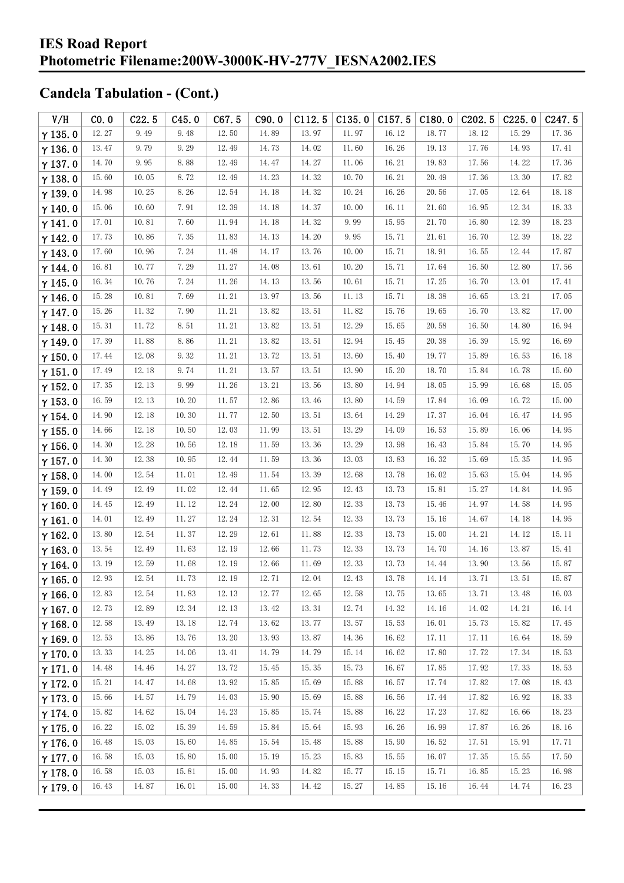## Candela Tabulation - (Cont.)

| V/H | C0.0 | C22.5 | C45.0 | C67.5 | C90.0 | C112.5 | C135.0 | C157.5 | C180.0 | C202.5 | C225.0 | C247.5 |
|---|---|---|---|---|---|---|---|---|---|---|---|---|
| γ 135.0 | 12.27 | 9.49 | 9.48 | 12.50 | 14.89 | 13.97 | 11.97 | 16.12 | 18.77 | 18.12 | 15.29 | 17.36 |
| γ 136.0 | 13.47 | 9.79 | 9.29 | 12.49 | 14.73 | 14.02 | 11.60 | 16.26 | 19.13 | 17.76 | 14.93 | 17.41 |
| γ 137.0 | 14.70 | 9.95 | 8.88 | 12.49 | 14.47 | 14.27 | 11.06 | 16.21 | 19.83 | 17.56 | 14.22 | 17.36 |
| γ 138.0 | 15.60 | 10.05 | 8.72 | 12.49 | 14.23 | 14.32 | 10.70 | 16.21 | 20.49 | 17.36 | 13.30 | 17.82 |
| γ 139.0 | 14.98 | 10.25 | 8.26 | 12.54 | 14.18 | 14.32 | 10.24 | 16.26 | 20.56 | 17.05 | 12.64 | 18.18 |
| γ 140.0 | 15.06 | 10.60 | 7.91 | 12.39 | 14.18 | 14.37 | 10.00 | 16.11 | 21.60 | 16.95 | 12.34 | 18.33 |
| γ 141.0 | 17.01 | 10.81 | 7.60 | 11.94 | 14.18 | 14.32 | 9.99 | 15.95 | 21.70 | 16.80 | 12.39 | 18.23 |
| γ 142.0 | 17.73 | 10.86 | 7.35 | 11.83 | 14.13 | 14.20 | 9.95 | 15.71 | 21.61 | 16.70 | 12.39 | 18.22 |
| γ 143.0 | 17.60 | 10.96 | 7.24 | 11.48 | 14.17 | 13.76 | 10.00 | 15.71 | 18.91 | 16.55 | 12.44 | 17.87 |
| γ 144.0 | 16.81 | 10.77 | 7.29 | 11.27 | 14.08 | 13.61 | 10.20 | 15.71 | 17.64 | 16.50 | 12.80 | 17.56 |
| γ 145.0 | 16.34 | 10.76 | 7.24 | 11.26 | 14.13 | 13.56 | 10.61 | 15.71 | 17.25 | 16.70 | 13.01 | 17.41 |
| γ 146.0 | 15.28 | 10.81 | 7.69 | 11.21 | 13.97 | 13.56 | 11.13 | 15.71 | 18.38 | 16.65 | 13.21 | 17.05 |
| γ 147.0 | 15.26 | 11.32 | 7.90 | 11.21 | 13.82 | 13.51 | 11.82 | 15.76 | 19.65 | 16.70 | 13.82 | 17.00 |
| γ 148.0 | 15.31 | 11.72 | 8.51 | 11.21 | 13.82 | 13.51 | 12.29 | 15.65 | 20.58 | 16.50 | 14.80 | 16.94 |
| γ 149.0 | 17.39 | 11.88 | 8.86 | 11.21 | 13.82 | 13.51 | 12.94 | 15.45 | 20.38 | 16.39 | 15.92 | 16.69 |
| γ 150.0 | 17.44 | 12.08 | 9.32 | 11.21 | 13.72 | 13.51 | 13.60 | 15.40 | 19.77 | 15.89 | 16.53 | 16.18 |
| γ 151.0 | 17.49 | 12.18 | 9.74 | 11.21 | 13.57 | 13.51 | 13.90 | 15.20 | 18.70 | 15.84 | 16.78 | 15.60 |
| γ 152.0 | 17.35 | 12.13 | 9.99 | 11.26 | 13.21 | 13.56 | 13.80 | 14.94 | 18.05 | 15.99 | 16.68 | 15.05 |
| γ 153.0 | 16.59 | 12.13 | 10.20 | 11.57 | 12.86 | 13.46 | 13.80 | 14.59 | 17.84 | 16.09 | 16.72 | 15.00 |
| γ 154.0 | 14.90 | 12.18 | 10.30 | 11.77 | 12.50 | 13.51 | 13.64 | 14.29 | 17.37 | 16.04 | 16.47 | 14.95 |
| γ 155.0 | 14.66 | 12.18 | 10.50 | 12.03 | 11.99 | 13.51 | 13.29 | 14.09 | 16.53 | 15.89 | 16.06 | 14.95 |
| γ 156.0 | 14.30 | 12.28 | 10.56 | 12.18 | 11.59 | 13.36 | 13.29 | 13.98 | 16.43 | 15.84 | 15.70 | 14.95 |
| γ 157.0 | 14.30 | 12.38 | 10.95 | 12.44 | 11.59 | 13.36 | 13.03 | 13.83 | 16.32 | 15.69 | 15.35 | 14.95 |
| γ 158.0 | 14.00 | 12.54 | 11.01 | 12.49 | 11.54 | 13.39 | 12.68 | 13.78 | 16.02 | 15.63 | 15.04 | 14.95 |
| γ 159.0 | 14.49 | 12.49 | 11.02 | 12.44 | 11.65 | 12.95 | 12.43 | 13.73 | 15.81 | 15.27 | 14.84 | 14.95 |
| γ 160.0 | 14.45 | 12.49 | 11.12 | 12.24 | 12.00 | 12.80 | 12.33 | 13.73 | 15.46 | 14.97 | 14.58 | 14.95 |
| γ 161.0 | 14.01 | 12.49 | 11.27 | 12.24 | 12.31 | 12.54 | 12.33 | 13.73 | 15.16 | 14.67 | 14.18 | 14.95 |
| γ 162.0 | 13.80 | 12.54 | 11.37 | 12.29 | 12.61 | 11.88 | 12.33 | 13.73 | 15.00 | 14.21 | 14.12 | 15.11 |
| γ 163.0 | 13.54 | 12.49 | 11.63 | 12.19 | 12.66 | 11.73 | 12.33 | 13.73 | 14.70 | 14.16 | 13.87 | 15.41 |
| γ 164.0 | 13.19 | 12.59 | 11.68 | 12.19 | 12.66 | 11.69 | 12.33 | 13.73 | 14.44 | 13.90 | 13.56 | 15.87 |
| γ 165.0 | 12.93 | 12.54 | 11.73 | 12.19 | 12.71 | 12.04 | 12.43 | 13.78 | 14.14 | 13.71 | 13.51 | 15.87 |
| γ 166.0 | 12.83 | 12.54 | 11.83 | 12.13 | 12.77 | 12.65 | 12.58 | 13.75 | 13.65 | 13.71 | 13.48 | 16.03 |
| γ 167.0 | 12.73 | 12.89 | 12.34 | 12.13 | 13.42 | 13.31 | 12.74 | 14.32 | 14.16 | 14.02 | 14.21 | 16.14 |
| γ 168.0 | 12.58 | 13.49 | 13.18 | 12.74 | 13.62 | 13.77 | 13.57 | 15.53 | 16.01 | 15.73 | 15.82 | 17.45 |
| γ 169.0 | 12.53 | 13.86 | 13.76 | 13.20 | 13.93 | 13.87 | 14.36 | 16.62 | 17.11 | 17.11 | 16.64 | 18.59 |
| γ 170.0 | 13.33 | 14.25 | 14.06 | 13.41 | 14.79 | 14.79 | 15.14 | 16.62 | 17.80 | 17.72 | 17.34 | 18.53 |
| γ 171.0 | 14.48 | 14.46 | 14.27 | 13.72 | 15.45 | 15.35 | 15.73 | 16.67 | 17.85 | 17.92 | 17.33 | 18.53 |
| γ 172.0 | 15.21 | 14.47 | 14.68 | 13.92 | 15.85 | 15.69 | 15.88 | 16.57 | 17.74 | 17.82 | 17.08 | 18.43 |
| γ 173.0 | 15.66 | 14.57 | 14.79 | 14.03 | 15.90 | 15.69 | 15.88 | 16.56 | 17.44 | 17.82 | 16.92 | 18.33 |
| γ 174.0 | 15.82 | 14.62 | 15.04 | 14.23 | 15.85 | 15.74 | 15.88 | 16.22 | 17.23 | 17.82 | 16.66 | 18.23 |
| γ 175.0 | 16.22 | 15.02 | 15.39 | 14.59 | 15.84 | 15.64 | 15.93 | 16.26 | 16.99 | 17.87 | 16.26 | 18.16 |
| γ 176.0 | 16.48 | 15.03 | 15.60 | 14.85 | 15.54 | 15.48 | 15.88 | 15.90 | 16.52 | 17.51 | 15.91 | 17.71 |
| γ 177.0 | 16.58 | 15.03 | 15.80 | 15.00 | 15.19 | 15.23 | 15.83 | 15.55 | 16.07 | 17.35 | 15.55 | 17.50 |
| γ 178.0 | 16.58 | 15.03 | 15.81 | 15.00 | 14.93 | 14.82 | 15.77 | 15.15 | 15.71 | 16.85 | 15.23 | 16.98 |
| γ 179.0 | 16.43 | 14.87 | 16.01 | 15.00 | 14.33 | 14.42 | 15.27 | 14.85 | 15.16 | 16.44 | 14.74 | 16.23 |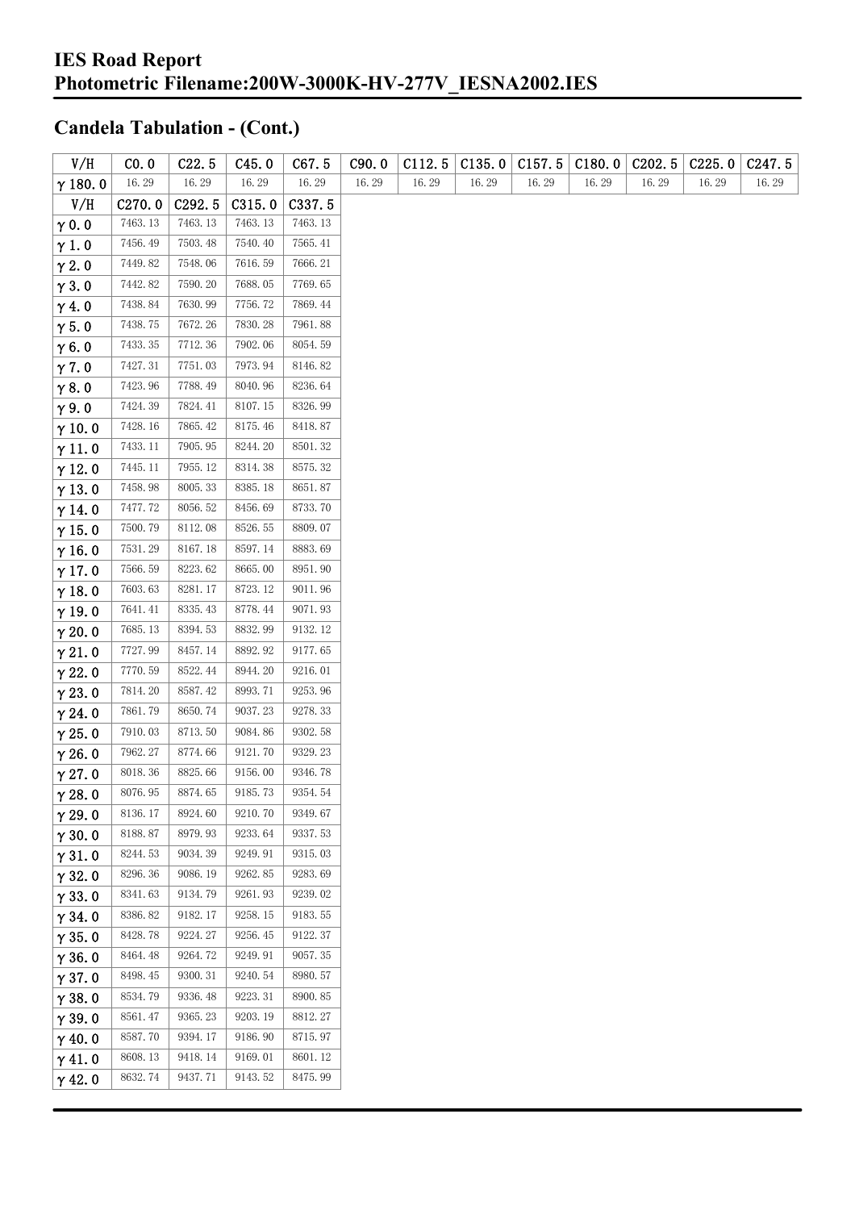# IES Road Report
# Photometric Filename:200W-3000K-HV-277V_IESNA2002.IES

## Candela Tabulation - (Cont.)

| V/H | C0.0 | C22.5 | C45.0 | C67.5 | C90.0 | C112.5 | C135.0 | C157.5 | C180.0 | C202.5 | C225.0 | C247.5 |
|---|---|---|---|---|---|---|---|---|---|---|---|---|
| γ 180.0 | 16.29 | 16.29 | 16.29 | 16.29 | 16.29 | 16.29 | 16.29 | 16.29 | 16.29 | 16.29 | 16.29 | 16.29 |

| V/H | C270.0 | C292.5 | C315.0 | C337.5 |
|---|---|---|---|---|
| γ 0.0 | 7463.13 | 7463.13 | 7463.13 | 7463.13 |
| γ 1.0 | 7456.49 | 7503.48 | 7540.40 | 7565.41 |
| γ 2.0 | 7449.82 | 7548.06 | 7616.59 | 7666.21 |
| γ 3.0 | 7442.82 | 7590.20 | 7688.05 | 7769.65 |
| γ 4.0 | 7438.84 | 7630.99 | 7756.72 | 7869.44 |
| γ 5.0 | 7438.75 | 7672.26 | 7830.28 | 7961.88 |
| γ 6.0 | 7433.35 | 7712.36 | 7902.06 | 8054.59 |
| γ 7.0 | 7427.31 | 7751.03 | 7973.94 | 8146.82 |
| γ 8.0 | 7423.96 | 7788.49 | 8040.96 | 8236.64 |
| γ 9.0 | 7424.39 | 7824.41 | 8107.15 | 8326.99 |
| γ 10.0 | 7428.16 | 7865.42 | 8175.46 | 8418.87 |
| γ 11.0 | 7433.11 | 7905.95 | 8244.20 | 8501.32 |
| γ 12.0 | 7445.11 | 7955.12 | 8314.38 | 8575.32 |
| γ 13.0 | 7458.98 | 8005.33 | 8385.18 | 8651.87 |
| γ 14.0 | 7477.72 | 8056.52 | 8456.69 | 8733.70 |
| γ 15.0 | 7500.79 | 8112.08 | 8526.55 | 8809.07 |
| γ 16.0 | 7531.29 | 8167.18 | 8597.14 | 8883.69 |
| γ 17.0 | 7566.59 | 8223.62 | 8665.00 | 8951.90 |
| γ 18.0 | 7603.63 | 8281.17 | 8723.12 | 9011.96 |
| γ 19.0 | 7641.41 | 8335.43 | 8778.44 | 9071.93 |
| γ 20.0 | 7685.13 | 8394.53 | 8832.99 | 9132.12 |
| γ 21.0 | 7727.99 | 8457.14 | 8892.92 | 9177.65 |
| γ 22.0 | 7770.59 | 8522.44 | 8944.20 | 9216.01 |
| γ 23.0 | 7814.20 | 8587.42 | 8993.71 | 9253.96 |
| γ 24.0 | 7861.79 | 8650.74 | 9037.23 | 9278.33 |
| γ 25.0 | 7910.03 | 8713.50 | 9084.86 | 9302.58 |
| γ 26.0 | 7962.27 | 8774.66 | 9121.70 | 9329.23 |
| γ 27.0 | 8018.36 | 8825.66 | 9156.00 | 9346.78 |
| γ 28.0 | 8076.95 | 8874.65 | 9185.73 | 9354.54 |
| γ 29.0 | 8136.17 | 8924.60 | 9210.70 | 9349.67 |
| γ 30.0 | 8188.87 | 8979.93 | 9233.64 | 9337.53 |
| γ 31.0 | 8244.53 | 9034.39 | 9249.91 | 9315.03 |
| γ 32.0 | 8296.36 | 9086.19 | 9262.85 | 9283.69 |
| γ 33.0 | 8341.63 | 9134.79 | 9261.93 | 9239.02 |
| γ 34.0 | 8386.82 | 9182.17 | 9258.15 | 9183.55 |
| γ 35.0 | 8428.78 | 9224.27 | 9256.45 | 9122.37 |
| γ 36.0 | 8464.48 | 9264.72 | 9249.91 | 9057.35 |
| γ 37.0 | 8498.45 | 9300.31 | 9240.54 | 8980.57 |
| γ 38.0 | 8534.79 | 9336.48 | 9223.31 | 8900.85 |
| γ 39.0 | 8561.47 | 9365.23 | 9203.19 | 8812.27 |
| γ 40.0 | 8587.70 | 9394.17 | 9186.90 | 8715.97 |
| γ 41.0 | 8608.13 | 9418.14 | 9169.01 | 8601.12 |
| γ 42.0 | 8632.74 | 9437.71 | 9143.52 | 8475.99 |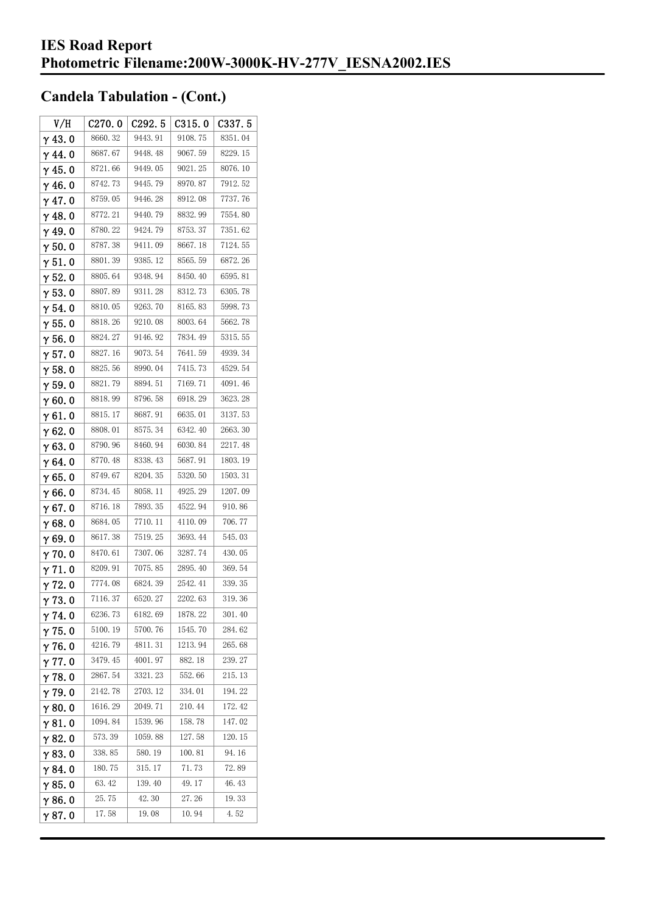# IES Road Report
# Photometric Filename:200W-3000K-HV-277V_IESNA2002.IES

## Candela Tabulation - (Cont.)

| V/H | C270.0 | C292.5 | C315.0 | C337.5 |
|---|---|---|---|---|
| γ 43.0 | 8660.32 | 9443.91 | 9108.75 | 8351.04 |
| γ 44.0 | 8687.67 | 9448.48 | 9067.59 | 8229.15 |
| γ 45.0 | 8721.66 | 9449.05 | 9021.25 | 8076.10 |
| γ 46.0 | 8742.73 | 9445.79 | 8970.87 | 7912.52 |
| γ 47.0 | 8759.05 | 9446.28 | 8912.08 | 7737.76 |
| γ 48.0 | 8772.21 | 9440.79 | 8832.99 | 7554.80 |
| γ 49.0 | 8780.22 | 9424.79 | 8753.37 | 7351.62 |
| γ 50.0 | 8787.38 | 9411.09 | 8667.18 | 7124.55 |
| γ 51.0 | 8801.39 | 9385.12 | 8565.59 | 6872.26 |
| γ 52.0 | 8805.64 | 9348.94 | 8450.40 | 6595.81 |
| γ 53.0 | 8807.89 | 9311.28 | 8312.73 | 6305.78 |
| γ 54.0 | 8810.05 | 9263.70 | 8165.83 | 5998.73 |
| γ 55.0 | 8818.26 | 9210.08 | 8003.64 | 5662.78 |
| γ 56.0 | 8824.27 | 9146.92 | 7834.49 | 5315.55 |
| γ 57.0 | 8827.16 | 9073.54 | 7641.59 | 4939.34 |
| γ 58.0 | 8825.56 | 8990.04 | 7415.73 | 4529.54 |
| γ 59.0 | 8821.79 | 8894.51 | 7169.71 | 4091.46 |
| γ 60.0 | 8818.99 | 8796.58 | 6918.29 | 3623.28 |
| γ 61.0 | 8815.17 | 8687.91 | 6635.01 | 3137.53 |
| γ 62.0 | 8808.01 | 8575.34 | 6342.40 | 2663.30 |
| γ 63.0 | 8790.96 | 8460.94 | 6030.84 | 2217.48 |
| γ 64.0 | 8770.48 | 8338.43 | 5687.91 | 1803.19 |
| γ 65.0 | 8749.67 | 8204.35 | 5320.50 | 1503.31 |
| γ 66.0 | 8734.45 | 8058.11 | 4925.29 | 1207.09 |
| γ 67.0 | 8716.18 | 7893.35 | 4522.94 | 910.86 |
| γ 68.0 | 8684.05 | 7710.11 | 4110.09 | 706.77 |
| γ 69.0 | 8617.38 | 7519.25 | 3693.44 | 545.03 |
| γ 70.0 | 8470.61 | 7307.06 | 3287.74 | 430.05 |
| γ 71.0 | 8209.91 | 7075.85 | 2895.40 | 369.54 |
| γ 72.0 | 7774.08 | 6824.39 | 2542.41 | 339.35 |
| γ 73.0 | 7116.37 | 6520.27 | 2202.63 | 319.36 |
| γ 74.0 | 6236.73 | 6182.69 | 1878.22 | 301.40 |
| γ 75.0 | 5100.19 | 5700.76 | 1545.70 | 284.62 |
| γ 76.0 | 4216.79 | 4811.31 | 1213.94 | 265.68 |
| γ 77.0 | 3479.45 | 4001.97 | 882.18 | 239.27 |
| γ 78.0 | 2867.54 | 3321.23 | 552.66 | 215.13 |
| γ 79.0 | 2142.78 | 2703.12 | 334.01 | 194.22 |
| γ 80.0 | 1616.29 | 2049.71 | 210.44 | 172.42 |
| γ 81.0 | 1094.84 | 1539.96 | 158.78 | 147.02 |
| γ 82.0 | 573.39 | 1059.88 | 127.58 | 120.15 |
| γ 83.0 | 338.85 | 580.19 | 100.81 | 94.16 |
| γ 84.0 | 180.75 | 315.17 | 71.73 | 72.89 |
| γ 85.0 | 63.42 | 139.40 | 49.17 | 46.43 |
| γ 86.0 | 25.75 | 42.30 | 27.26 | 19.33 |
| γ 87.0 | 17.58 | 19.08 | 10.94 | 4.52 |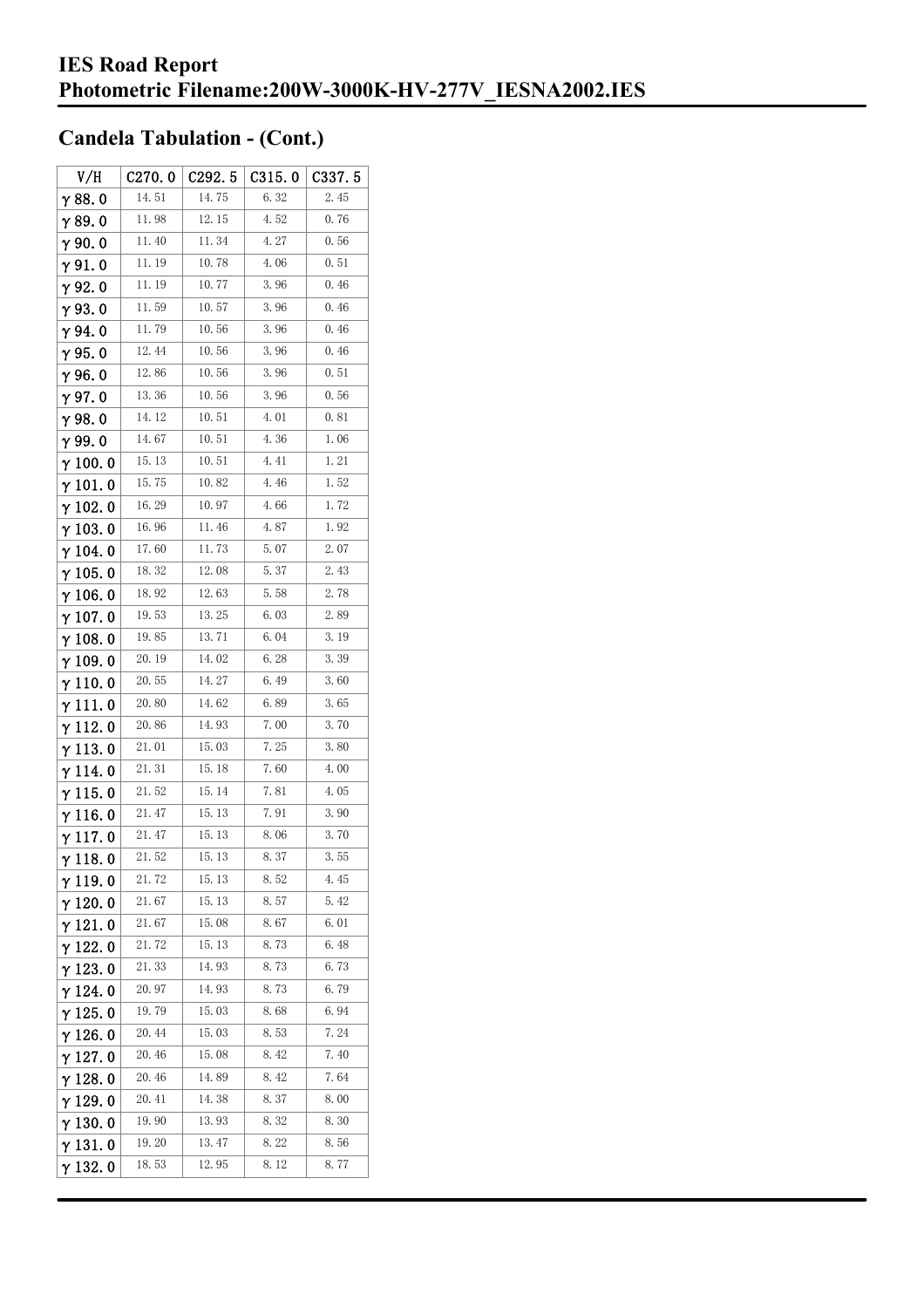# IES Road Report
# Photometric Filename:200W-3000K-HV-277V_IESNA2002.IES

## Candela Tabulation - (Cont.)

| V/H | C270.0 | C292.5 | C315.0 | C337.5 |
|---|---|---|---|---|
| γ 88.0 | 14.51 | 14.75 | 6.32 | 2.45 |
| γ 89.0 | 11.98 | 12.15 | 4.52 | 0.76 |
| γ 90.0 | 11.40 | 11.34 | 4.27 | 0.56 |
| γ 91.0 | 11.19 | 10.78 | 4.06 | 0.51 |
| γ 92.0 | 11.19 | 10.77 | 3.96 | 0.46 |
| γ 93.0 | 11.59 | 10.57 | 3.96 | 0.46 |
| γ 94.0 | 11.79 | 10.56 | 3.96 | 0.46 |
| γ 95.0 | 12.44 | 10.56 | 3.96 | 0.46 |
| γ 96.0 | 12.86 | 10.56 | 3.96 | 0.51 |
| γ 97.0 | 13.36 | 10.56 | 3.96 | 0.56 |
| γ 98.0 | 14.12 | 10.51 | 4.01 | 0.81 |
| γ 99.0 | 14.67 | 10.51 | 4.36 | 1.06 |
| γ 100.0 | 15.13 | 10.51 | 4.41 | 1.21 |
| γ 101.0 | 15.75 | 10.82 | 4.46 | 1.52 |
| γ 102.0 | 16.29 | 10.97 | 4.66 | 1.72 |
| γ 103.0 | 16.96 | 11.46 | 4.87 | 1.92 |
| γ 104.0 | 17.60 | 11.73 | 5.07 | 2.07 |
| γ 105.0 | 18.32 | 12.08 | 5.37 | 2.43 |
| γ 106.0 | 18.92 | 12.63 | 5.58 | 2.78 |
| γ 107.0 | 19.53 | 13.25 | 6.03 | 2.89 |
| γ 108.0 | 19.85 | 13.71 | 6.04 | 3.19 |
| γ 109.0 | 20.19 | 14.02 | 6.28 | 3.39 |
| γ 110.0 | 20.55 | 14.27 | 6.49 | 3.60 |
| γ 111.0 | 20.80 | 14.62 | 6.89 | 3.65 |
| γ 112.0 | 20.86 | 14.93 | 7.00 | 3.70 |
| γ 113.0 | 21.01 | 15.03 | 7.25 | 3.80 |
| γ 114.0 | 21.31 | 15.18 | 7.60 | 4.00 |
| γ 115.0 | 21.52 | 15.14 | 7.81 | 4.05 |
| γ 116.0 | 21.47 | 15.13 | 7.91 | 3.90 |
| γ 117.0 | 21.47 | 15.13 | 8.06 | 3.70 |
| γ 118.0 | 21.52 | 15.13 | 8.37 | 3.55 |
| γ 119.0 | 21.72 | 15.13 | 8.52 | 4.45 |
| γ 120.0 | 21.67 | 15.13 | 8.57 | 5.42 |
| γ 121.0 | 21.67 | 15.08 | 8.67 | 6.01 |
| γ 122.0 | 21.72 | 15.13 | 8.73 | 6.48 |
| γ 123.0 | 21.33 | 14.93 | 8.73 | 6.73 |
| γ 124.0 | 20.97 | 14.93 | 8.73 | 6.79 |
| γ 125.0 | 19.79 | 15.03 | 8.68 | 6.94 |
| γ 126.0 | 20.44 | 15.03 | 8.53 | 7.24 |
| γ 127.0 | 20.46 | 15.08 | 8.42 | 7.40 |
| γ 128.0 | 20.46 | 14.89 | 8.42 | 7.64 |
| γ 129.0 | 20.41 | 14.38 | 8.37 | 8.00 |
| γ 130.0 | 19.90 | 13.93 | 8.32 | 8.30 |
| γ 131.0 | 19.20 | 13.47 | 8.22 | 8.56 |
| γ 132.0 | 18.53 | 12.95 | 8.12 | 8.77 |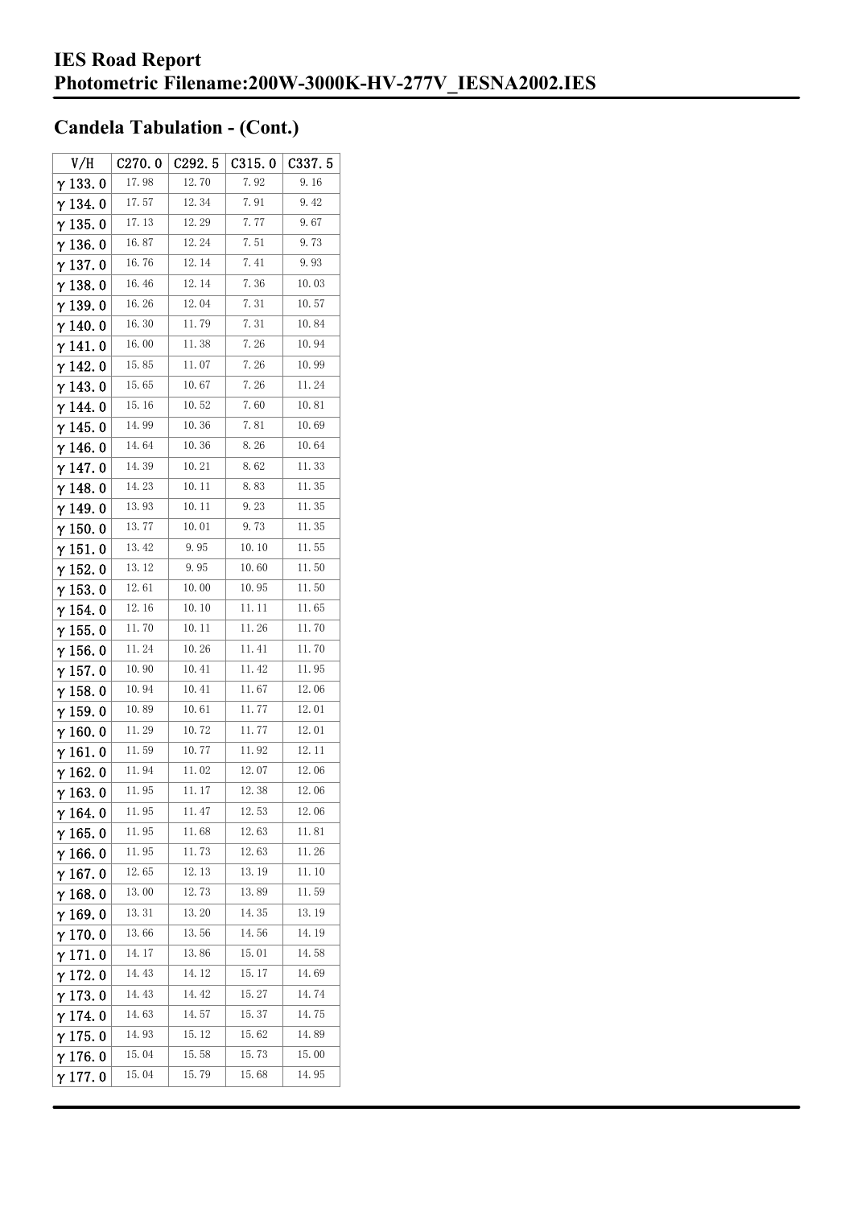## IES Road Report
## Photometric Filename:200W-3000K-HV-277V_IESNA2002.IES

## Candela Tabulation - (Cont.)

| V/H | C270.0 | C292.5 | C315.0 | C337.5 |
|---|---|---|---|---|
| γ 133.0 | 17.98 | 12.70 | 7.92 | 9.16 |
| γ 134.0 | 17.57 | 12.34 | 7.91 | 9.42 |
| γ 135.0 | 17.13 | 12.29 | 7.77 | 9.67 |
| γ 136.0 | 16.87 | 12.24 | 7.51 | 9.73 |
| γ 137.0 | 16.76 | 12.14 | 7.41 | 9.93 |
| γ 138.0 | 16.46 | 12.14 | 7.36 | 10.03 |
| γ 139.0 | 16.26 | 12.04 | 7.31 | 10.57 |
| γ 140.0 | 16.30 | 11.79 | 7.31 | 10.84 |
| γ 141.0 | 16.00 | 11.38 | 7.26 | 10.94 |
| γ 142.0 | 15.85 | 11.07 | 7.26 | 10.99 |
| γ 143.0 | 15.65 | 10.67 | 7.26 | 11.24 |
| γ 144.0 | 15.16 | 10.52 | 7.60 | 10.81 |
| γ 145.0 | 14.99 | 10.36 | 7.81 | 10.69 |
| γ 146.0 | 14.64 | 10.36 | 8.26 | 10.64 |
| γ 147.0 | 14.39 | 10.21 | 8.62 | 11.33 |
| γ 148.0 | 14.23 | 10.11 | 8.83 | 11.35 |
| γ 149.0 | 13.93 | 10.11 | 9.23 | 11.35 |
| γ 150.0 | 13.77 | 10.01 | 9.73 | 11.35 |
| γ 151.0 | 13.42 | 9.95 | 10.10 | 11.55 |
| γ 152.0 | 13.12 | 9.95 | 10.60 | 11.50 |
| γ 153.0 | 12.61 | 10.00 | 10.95 | 11.50 |
| γ 154.0 | 12.16 | 10.10 | 11.11 | 11.65 |
| γ 155.0 | 11.70 | 10.11 | 11.26 | 11.70 |
| γ 156.0 | 11.24 | 10.26 | 11.41 | 11.70 |
| γ 157.0 | 10.90 | 10.41 | 11.42 | 11.95 |
| γ 158.0 | 10.94 | 10.41 | 11.67 | 12.06 |
| γ 159.0 | 10.89 | 10.61 | 11.77 | 12.01 |
| γ 160.0 | 11.29 | 10.72 | 11.77 | 12.01 |
| γ 161.0 | 11.59 | 10.77 | 11.92 | 12.11 |
| γ 162.0 | 11.94 | 11.02 | 12.07 | 12.06 |
| γ 163.0 | 11.95 | 11.17 | 12.38 | 12.06 |
| γ 164.0 | 11.95 | 11.47 | 12.53 | 12.06 |
| γ 165.0 | 11.95 | 11.68 | 12.63 | 11.81 |
| γ 166.0 | 11.95 | 11.73 | 12.63 | 11.26 |
| γ 167.0 | 12.65 | 12.13 | 13.19 | 11.10 |
| γ 168.0 | 13.00 | 12.73 | 13.89 | 11.59 |
| γ 169.0 | 13.31 | 13.20 | 14.35 | 13.19 |
| γ 170.0 | 13.66 | 13.56 | 14.56 | 14.19 |
| γ 171.0 | 14.17 | 13.86 | 15.01 | 14.58 |
| γ 172.0 | 14.43 | 14.12 | 15.17 | 14.69 |
| γ 173.0 | 14.43 | 14.42 | 15.27 | 14.74 |
| γ 174.0 | 14.63 | 14.57 | 15.37 | 14.75 |
| γ 175.0 | 14.93 | 15.12 | 15.62 | 14.89 |
| γ 176.0 | 15.04 | 15.58 | 15.73 | 15.00 |
| γ 177.0 | 15.04 | 15.79 | 15.68 | 14.95 |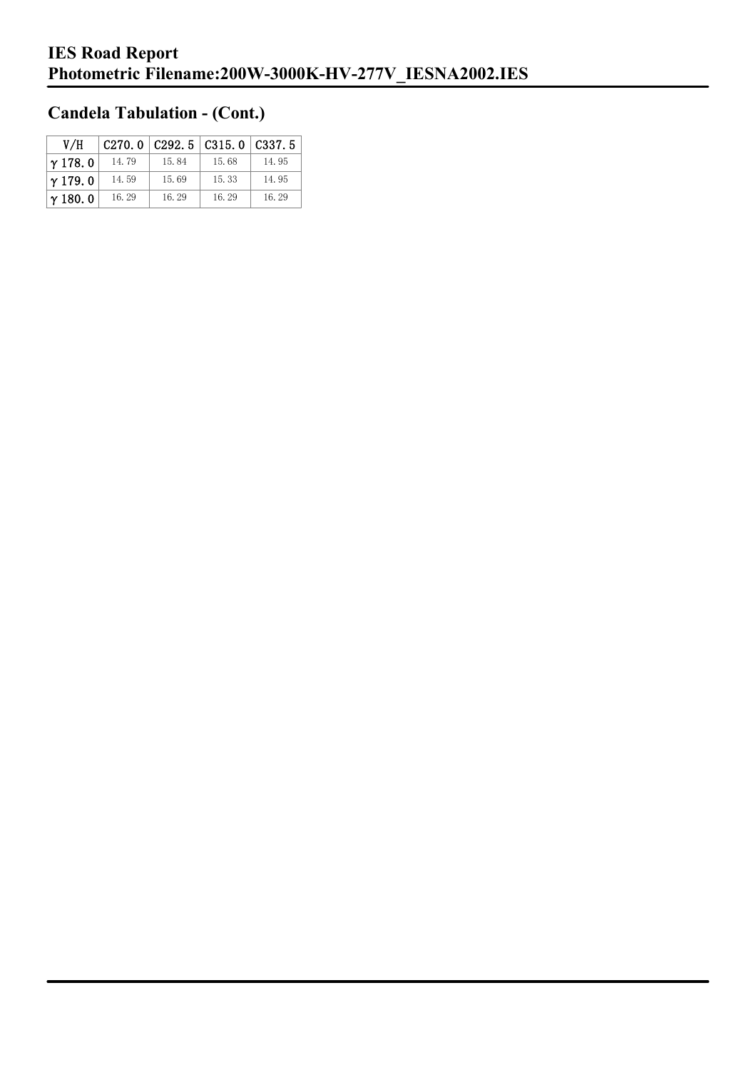## Candela Tabulation - (Cont.)

| V/H | C270.0 | C292.5 | C315.0 | C337.5 |
|---|---|---|---|---|
| γ 178.0 | 14.79 | 15.84 | 15.68 | 14.95 |
| γ 179.0 | 14.59 | 15.69 | 15.33 | 14.95 |
| γ 180.0 | 16.29 | 16.29 | 16.29 | 16.29 |